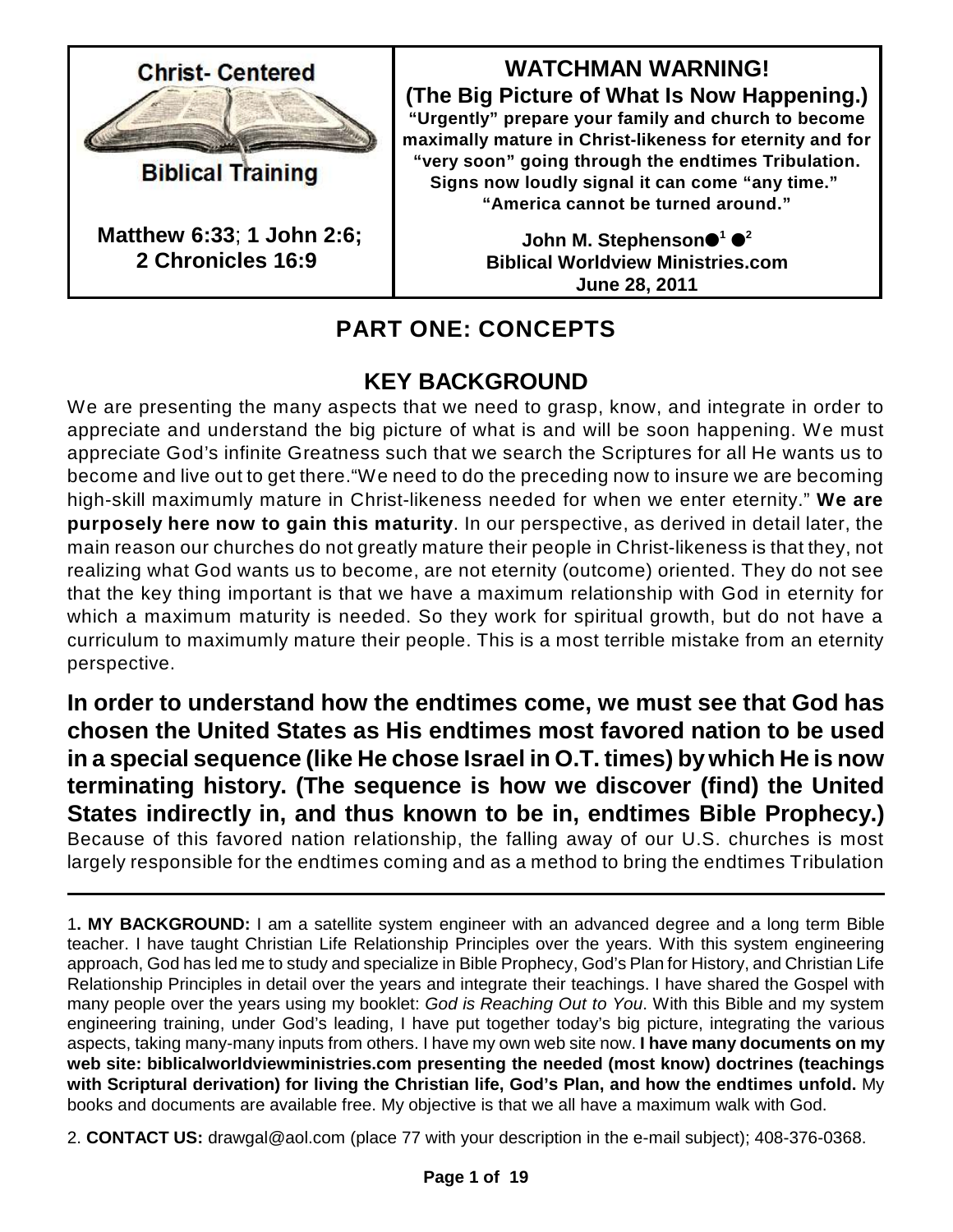**Christ- Centered**

**Biblical Training**

**Matthew 6:33**; **1 John 2:6; 2 Chronicles 16:9**

**WATCHMAN WARNING!**

**(The Big Picture of What Is Now Happening.)**

**"Urgently" prepare your family and church to become maximally mature in Christ-likeness for eternity and for "very soon" going through the endtimes Tribulation. Signs now loudly signal it can come "any time." "America cannot be turned around."**

**John M. Stephenson**●[1] ●[2]
**Biblical Worldview Ministries.com**
**June 28, 2011**

## PART ONE: CONCEPTS

### KEY BACKGROUND

We are presenting the many aspects that we need to grasp, know, and integrate in order to appreciate and understand the big picture of what is and will be soon happening. We must appreciate God's infinite Greatness such that we search the Scriptures for all He wants us to become and live out to get there."We need to do the preceding now to insure we are becoming high-skill maximumly mature in Christ-likeness needed for when we enter eternity." **We are purposely here now to gain this maturity**. In our perspective, as derived in detail later, the main reason our churches do not greatly mature their people in Christ-likeness is that they, not realizing what God wants us to become, are not eternity (outcome) oriented. They do not see that the key thing important is that we have a maximum relationship with God in eternity for which a maximum maturity is needed. So they work for spiritual growth, but do not have a curriculum to maximumly mature their people. This is a most terrible mistake from an eternity perspective.

**In order to understand how the endtimes come, we must see that God has chosen the United States as His endtimes most favored nation to be used in a special sequence (like He chose Israel in O.T. times) by which He is now terminating history. (The sequence is how we discover (find) the United States indirectly in, and thus known to be in, endtimes Bible Prophecy.)** Because of this favored nation relationship, the falling away of our U.S. churches is most largely responsible for the endtimes coming and as a method to bring the endtimes Tribulation

---

1**. MY BACKGROUND:** I am a satellite system engineer with an advanced degree and a long term Bible teacher. I have taught Christian Life Relationship Principles over the years. With this system engineering approach, God has led me to study and specialize in Bible Prophecy, God's Plan for History, and Christian Life Relationship Principles in detail over the years and integrate their teachings. I have shared the Gospel with many people over the years using my booklet: *God is Reaching Out to You*. With this Bible and my system engineering training, under God's leading, I have put together today's big picture, integrating the various aspects, taking many-many inputs from others. I have my own web site now. **I have many documents on my web site: biblicalworldviewministries.com presenting the needed (most know) doctrines (teachings with Scriptural derivation) for living the Christian life, God's Plan, and how the endtimes unfold.** My books and documents are available free. My objective is that we all have a maximum walk with God.

2. **CONTACT US:** drawgal@aol.com (place 77 with your description in the e-mail subject); 408-376-0368.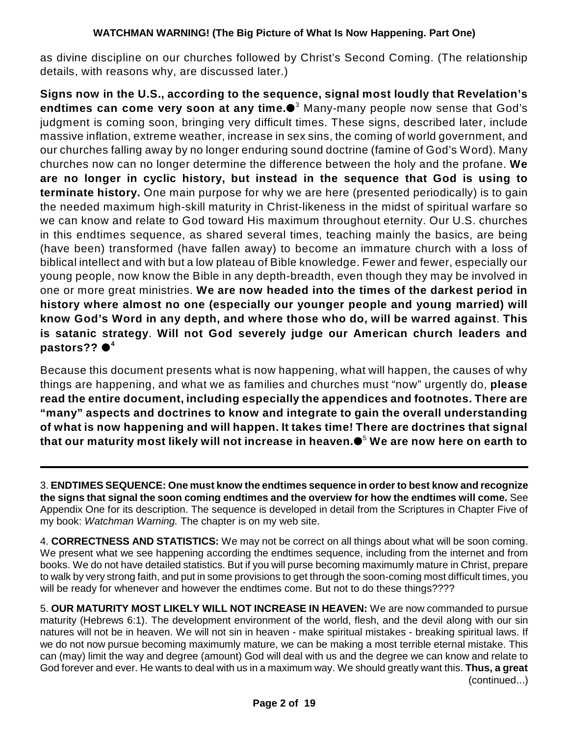as divine discipline on our churches followed by Christ's Second Coming. (The relationship details, with reasons why, are discussed later.)

**Signs now in the U.S., according to the sequence, signal most loudly that Revelation's endtimes can come very soon at any time.●**[3] Many-many people now sense that God's judgment is coming soon, bringing very difficult times. These signs, described later, include massive inflation, extreme weather, increase in sex sins, the coming of world government, and our churches falling away by no longer enduring sound doctrine (famine of God's Word). Many churches now can no longer determine the difference between the holy and the profane. **We are no longer in cyclic history, but instead in the sequence that God is using to terminate history.** One main purpose for why we are here (presented periodically) is to gain the needed maximum high-skill maturity in Christ-likeness in the midst of spiritual warfare so we can know and relate to God toward His maximum throughout eternity. Our U.S. churches in this endtimes sequence, as shared several times, teaching mainly the basics, are being (have been) transformed (have fallen away) to become an immature church with a loss of biblical intellect and with but a low plateau of Bible knowledge. Fewer and fewer, especially our young people, now know the Bible in any depth-breadth, even though they may be involved in one or more great ministries. **We are now headed into the times of the darkest period in history where almost no one (especially our younger people and young married) will know God's Word in any depth, and where those who do, will be warred against**. **This is satanic strategy**. **Will not God severely judge our American church leaders and pastors?? ●**[4]

Because this document presents what is now happening, what will happen, the causes of why things are happening, and what we as families and churches must "now" urgently do, **please read the entire document, including especially the appendices and footnotes. There are "many" aspects and doctrines to know and integrate to gain the overall understanding of what is now happening and will happen. It takes time! There are doctrines that signal that our maturity most likely will not increase in heaven.●**[5] **We are now here on earth to**

---

3. **ENDTIMES SEQUENCE: One must know the endtimes sequence in order to best know and recognize the signs that signal the soon coming endtimes and the overview for how the endtimes will come.** See Appendix One for its description. The sequence is developed in detail from the Scriptures in Chapter Five of my book: *Watchman Warning.* The chapter is on my web site.

4. **CORRECTNESS AND STATISTICS:** We may not be correct on all things about what will be soon coming. We present what we see happening according the endtimes sequence, including from the internet and from books. We do not have detailed statistics. But if you will purse becoming maximumly mature in Christ, prepare to walk by very strong faith, and put in some provisions to get through the soon-coming most difficult times, you will be ready for whenever and however the endtimes come. But not to do these things????

5. **OUR MATURITY MOST LIKELY WILL NOT INCREASE IN HEAVEN:** We are now commanded to pursue maturity (Hebrews 6:1). The development environment of the world, flesh, and the devil along with our sin natures will not be in heaven. We will not sin in heaven - make spiritual mistakes - breaking spiritual laws. If we do not now pursue becoming maximumly mature, we can be making a most terrible eternal mistake. This can (may) limit the way and degree (amount) God will deal with us and the degree we can know and relate to God forever and ever. He wants to deal with us in a maximum way. We should greatly want this. **Thus, a great** (continued...)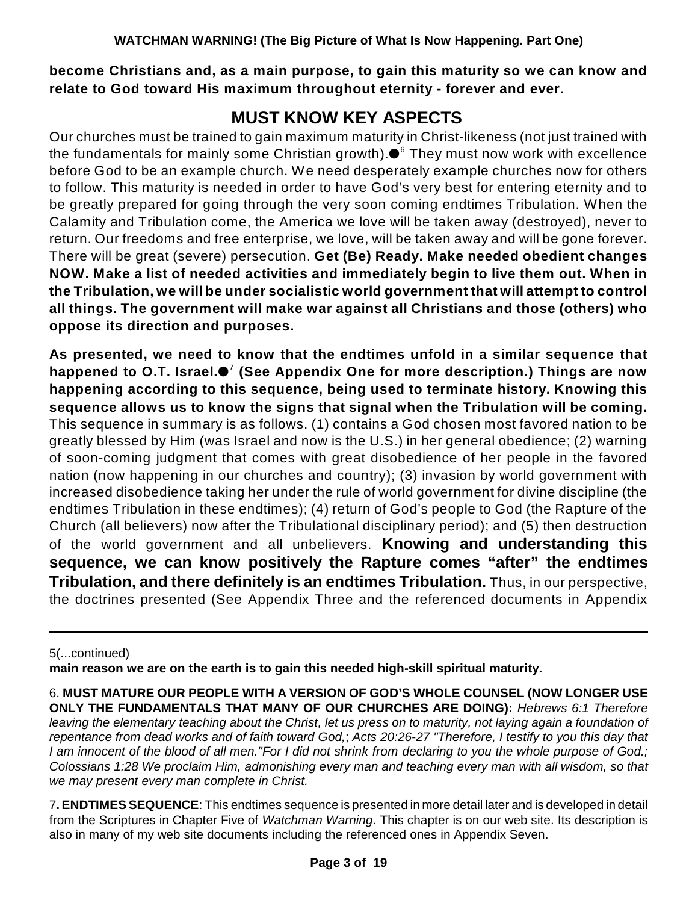**become Christians and, as a main purpose, to gain this maturity so we can know and relate to God toward His maximum throughout eternity - forever and ever.**

## MUST KNOW KEY ASPECTS

Our churches must be trained to gain maximum maturity in Christ-likeness (not just trained with the fundamentals for mainly some Christian growth).●[6] They must now work with excellence before God to be an example church. We need desperately example churches now for others to follow. This maturity is needed in order to have God's very best for entering eternity and to be greatly prepared for going through the very soon coming endtimes Tribulation. When the Calamity and Tribulation come, the America we love will be taken away (destroyed), never to return. Our freedoms and free enterprise, we love, will be taken away and will be gone forever. There will be great (severe) persecution. **Get (Be) Ready. Make needed obedient changes NOW. Make a list of needed activities and immediately begin to live them out. When in the Tribulation, we will be under socialistic world government that will attempt to control all things. The government will make war against all Christians and those (others) who oppose its direction and purposes.**

**As presented, we need to know that the endtimes unfold in a similar sequence that happened to O.T. Israel.●[7] (See Appendix One for more description.) Things are now happening according to this sequence, being used to terminate history. Knowing this sequence allows us to know the signs that signal when the Tribulation will be coming.** This sequence in summary is as follows. (1) contains a God chosen most favored nation to be greatly blessed by Him (was Israel and now is the U.S.) in her general obedience; (2) warning of soon-coming judgment that comes with great disobedience of her people in the favored nation (now happening in our churches and country); (3) invasion by world government with increased disobedience taking her under the rule of world government for divine discipline (the endtimes Tribulation in these endtimes); (4) return of God's people to God (the Rapture of the Church (all believers) now after the Tribulational disciplinary period); and (5) then destruction of the world government and all unbelievers. **Knowing and understanding this sequence, we can know positively the Rapture comes "after" the endtimes Tribulation, and there definitely is an endtimes Tribulation.** Thus, in our perspective, the doctrines presented (See Appendix Three and the referenced documents in Appendix

---

5(...continued)
**main reason we are on the earth is to gain this needed high-skill spiritual maturity.**

6. **MUST MATURE OUR PEOPLE WITH A VERSION OF GOD'S WHOLE COUNSEL (NOW LONGER USE ONLY THE FUNDAMENTALS THAT MANY OF OUR CHURCHES ARE DOING):** *Hebrews 6:1 Therefore leaving the elementary teaching about the Christ, let us press on to maturity, not laying again a foundation of repentance from dead works and of faith toward God,*; *Acts 20:26-27 "Therefore, I testify to you this day that I am innocent of the blood of all men."For I did not shrink from declaring to you the whole purpose of God.; Colossians 1:28 We proclaim Him, admonishing every man and teaching every man with all wisdom, so that we may present every man complete in Christ.*

7**. ENDTIMES SEQUENCE**: This endtimes sequence is presented in more detail later and is developed in detail from the Scriptures in Chapter Five of *Watchman Warning*. This chapter is on our web site. Its description is also in many of my web site documents including the referenced ones in Appendix Seven.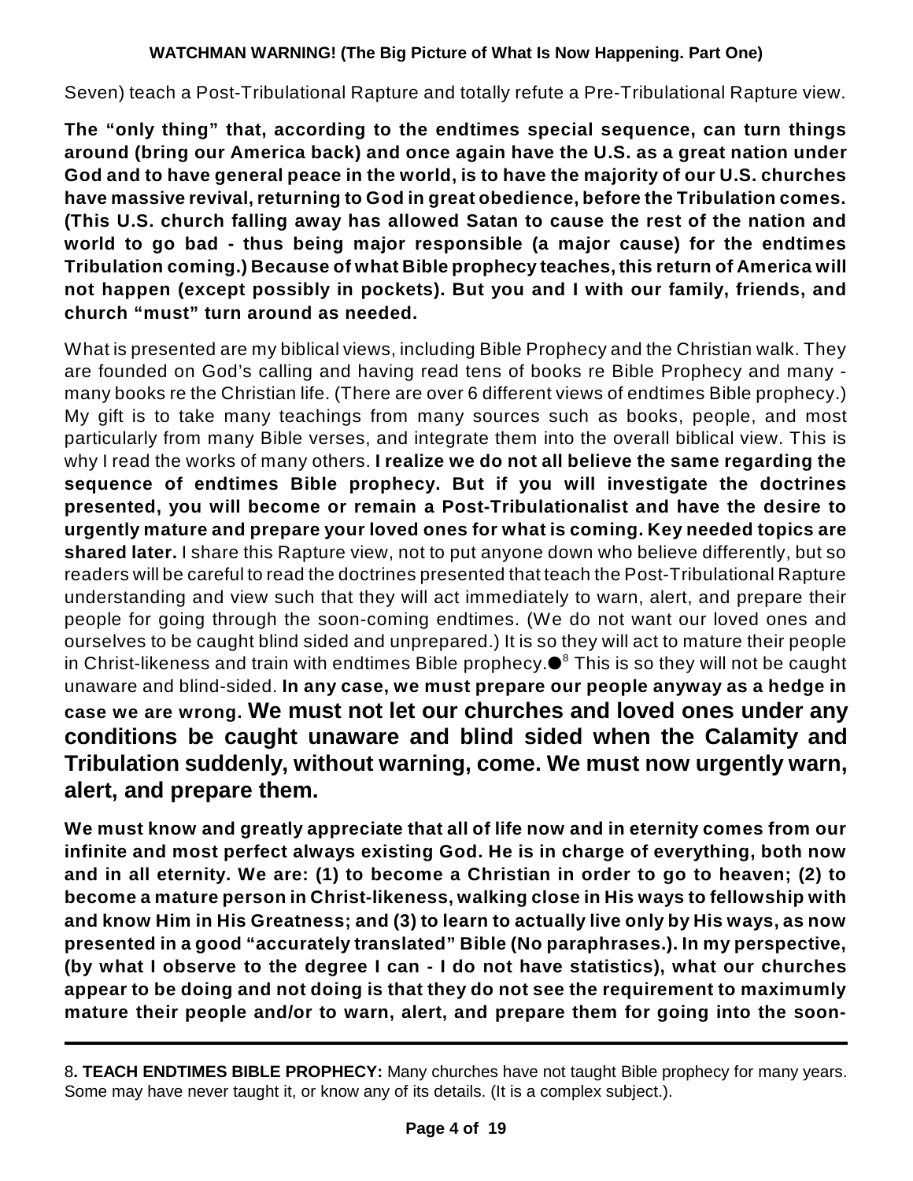Seven) teach a Post-Tribulational Rapture and totally refute a Pre-Tribulational Rapture view.

**The "only thing" that, according to the endtimes special sequence, can turn things around (bring our America back) and once again have the U.S. as a great nation under God and to have general peace in the world, is to have the majority of our U.S. churches have massive revival, returning to God in great obedience, before the Tribulation comes. (This U.S. church falling away has allowed Satan to cause the rest of the nation and world to go bad - thus being major responsible (a major cause) for the endtimes Tribulation coming.) Because of what Bible prophecy teaches, this return of America will not happen (except possibly in pockets). But you and I with our family, friends, and church "must" turn around as needed.**

What is presented are my biblical views, including Bible Prophecy and the Christian walk. They are founded on God's calling and having read tens of books re Bible Prophecy and many - many books re the Christian life. (There are over 6 different views of endtimes Bible prophecy.) My gift is to take many teachings from many sources such as books, people, and most particularly from many Bible verses, and integrate them into the overall biblical view. This is why I read the works of many others. **I realize we do not all believe the same regarding the sequence of endtimes Bible prophecy. But if you will investigate the doctrines presented, you will become or remain a Post-Tribulationalist and have the desire to urgently mature and prepare your loved ones for what is coming. Key needed topics are shared later.** I share this Rapture view, not to put anyone down who believe differently, but so readers will be careful to read the doctrines presented that teach the Post-Tribulational Rapture understanding and view such that they will act immediately to warn, alert, and prepare their people for going through the soon-coming endtimes. (We do not want our loved ones and ourselves to be caught blind sided and unprepared.) It is so they will act to mature their people in Christ-likeness and train with endtimes Bible prophecy.●[8] This is so they will not be caught unaware and blind-sided. **In any case, we must prepare our people anyway as a hedge in case we are wrong. We must not let our churches and loved ones under any conditions be caught unaware and blind sided when the Calamity and Tribulation suddenly, without warning, come. We must now urgently warn, alert, and prepare them.**

**We must know and greatly appreciate that all of life now and in eternity comes from our infinite and most perfect always existing God. He is in charge of everything, both now and in all eternity. We are: (1) to become a Christian in order to go to heaven; (2) to become a mature person in Christ-likeness, walking close in His ways to fellowship with and know Him in His Greatness; and (3) to learn to actually live only by His ways, as now presented in a good "accurately translated" Bible (No paraphrases.). In my perspective, (by what I observe to the degree I can - I do not have statistics), what our churches appear to be doing and not doing is that they do not see the requirement to maximumly mature their people and/or to warn, alert, and prepare them for going into the soon-**

---

8**. TEACH ENDTIMES BIBLE PROPHECY:** Many churches have not taught Bible prophecy for many years. Some may have never taught it, or know any of its details. (It is a complex subject.).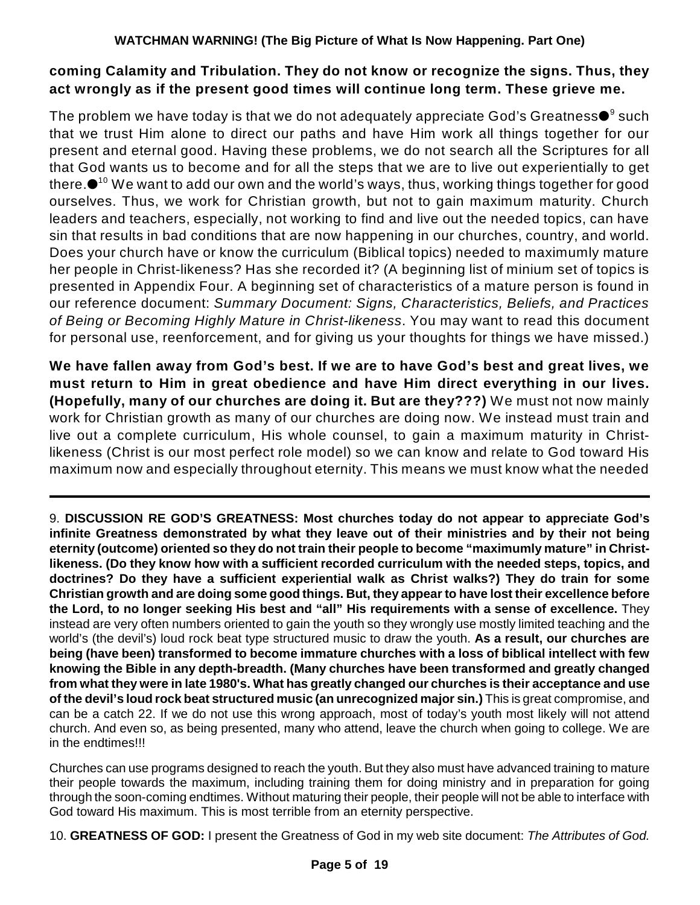**coming Calamity and Tribulation. They do not know or recognize the signs. Thus, they act wrongly as if the present good times will continue long term. These grieve me.**

The problem we have today is that we do not adequately appreciate God's Greatness●[9] such that we trust Him alone to direct our paths and have Him work all things together for our present and eternal good. Having these problems, we do not search all the Scriptures for all that God wants us to become and for all the steps that we are to live out experientially to get there.●[10] We want to add our own and the world's ways, thus, working things together for good ourselves. Thus, we work for Christian growth, but not to gain maximum maturity. Church leaders and teachers, especially, not working to find and live out the needed topics, can have sin that results in bad conditions that are now happening in our churches, country, and world. Does your church have or know the curriculum (Biblical topics) needed to maximumly mature her people in Christ-likeness? Has she recorded it? (A beginning list of minium set of topics is presented in Appendix Four. A beginning set of characteristics of a mature person is found in our reference document: *Summary Document: Signs, Characteristics, Beliefs, and Practices of Being or Becoming Highly Mature in Christ-likeness*. You may want to read this document for personal use, reenforcement, and for giving us your thoughts for things we have missed.)

**We have fallen away from God's best. If we are to have God's best and great lives, we must return to Him in great obedience and have Him direct everything in our lives. (Hopefully, many of our churches are doing it. But are they???)** We must not now mainly work for Christian growth as many of our churches are doing now. We instead must train and live out a complete curriculum, His whole counsel, to gain a maximum maturity in Christ-likeness (Christ is our most perfect role model) so we can know and relate to God toward His maximum now and especially throughout eternity. This means we must know what the needed

---

9. **DISCUSSION RE GOD'S GREATNESS: Most churches today do not appear to appreciate God's infinite Greatness demonstrated by what they leave out of their ministries and by their not being eternity (outcome) oriented so they do not train their people to become "maximumly mature" in Christ-likeness. (Do they know how with a sufficient recorded curriculum with the needed steps, topics, and doctrines? Do they have a sufficient experiential walk as Christ walks?) They do train for some Christian growth and are doing some good things. But, they appear to have lost their excellence before the Lord, to no longer seeking His best and "all" His requirements with a sense of excellence.** They instead are very often numbers oriented to gain the youth so they wrongly use mostly limited teaching and the world's (the devil's) loud rock beat type structured music to draw the youth. **As a result, our churches are being (have been) transformed to become immature churches with a loss of biblical intellect with few knowing the Bible in any depth-breadth. (Many churches have been transformed and greatly changed from what they were in late 1980's. What has greatly changed our churches is their acceptance and use of the devil's loud rock beat structured music (an unrecognized major sin.)** This is great compromise, and can be a catch 22. If we do not use this wrong approach, most of today's youth most likely will not attend church. And even so, as being presented, many who attend, leave the church when going to college. We are in the endtimes!!!

Churches can use programs designed to reach the youth. But they also must have advanced training to mature their people towards the maximum, including training them for doing ministry and in preparation for going through the soon-coming endtimes. Without maturing their people, their people will not be able to interface with God toward His maximum. This is most terrible from an eternity perspective.

10. **GREATNESS OF GOD:** I present the Greatness of God in my web site document: *The Attributes of God.*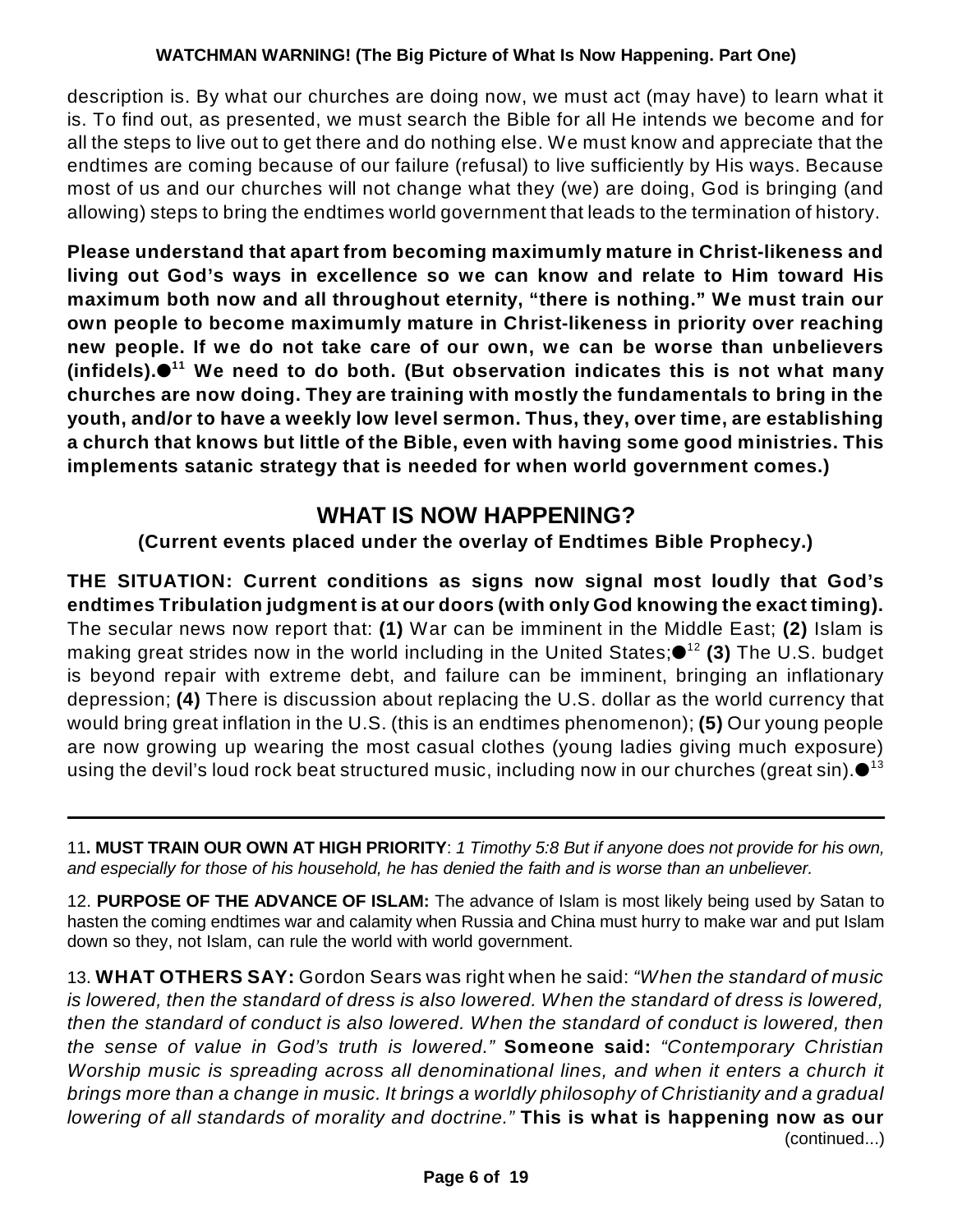description is. By what our churches are doing now, we must act (may have) to learn what it is. To find out, as presented, we must search the Bible for all He intends we become and for all the steps to live out to get there and do nothing else. We must know and appreciate that the endtimes are coming because of our failure (refusal) to live sufficiently by His ways. Because most of us and our churches will not change what they (we) are doing, God is bringing (and allowing) steps to bring the endtimes world government that leads to the termination of history.

**Please understand that apart from becoming maximumly mature in Christ-likeness and living out God's ways in excellence so we can know and relate to Him toward His maximum both now and all throughout eternity, "there is nothing." We must train our own people to become maximumly mature in Christ-likeness in priority over reaching new people. If we do not take care of our own, we can be worse than unbelievers (infidels).●[11] We need to do both. (But observation indicates this is not what many churches are now doing. They are training with mostly the fundamentals to bring in the youth, and/or to have a weekly low level sermon. Thus, they, over time, are establishing a church that knows but little of the Bible, even with having some good ministries. This implements satanic strategy that is needed for when world government comes.)**

## WHAT IS NOW HAPPENING?

### (Current events placed under the overlay of Endtimes Bible Prophecy.)

**THE SITUATION: Current conditions as signs now signal most loudly that God's endtimes Tribulation judgment is at our doors (with only God knowing the exact timing).** The secular news now report that: **(1)** War can be imminent in the Middle East; **(2)** Islam is making great strides now in the world including in the United States;●[12] **(3)** The U.S. budget is beyond repair with extreme debt, and failure can be imminent, bringing an inflationary depression; **(4)** There is discussion about replacing the U.S. dollar as the world currency that would bring great inflation in the U.S. (this is an endtimes phenomenon); **(5)** Our young people are now growing up wearing the most casual clothes (young ladies giving much exposure) using the devil's loud rock beat structured music, including now in our churches (great sin).●[13]

---

11**. MUST TRAIN OUR OWN AT HIGH PRIORITY**: *1 Timothy 5:8 But if anyone does not provide for his own, and especially for those of his household, he has denied the faith and is worse than an unbeliever.*

12. **PURPOSE OF THE ADVANCE OF ISLAM:** The advance of Islam is most likely being used by Satan to hasten the coming endtimes war and calamity when Russia and China must hurry to make war and put Islam down so they, not Islam, can rule the world with world government.

13. **WHAT OTHERS SAY:** Gordon Sears was right when he said: *"When the standard of music is lowered, then the standard of dress is also lowered. When the standard of dress is lowered, then the standard of conduct is also lowered. When the standard of conduct is lowered, then the sense of value in God's truth is lowered."* **Someone said:** *"Contemporary Christian Worship music is spreading across all denominational lines, and when it enters a church it brings more than a change in music. It brings a worldly philosophy of Christianity and a gradual lowering of all standards of morality and doctrine."* **This is what is happening now as our**

(continued...)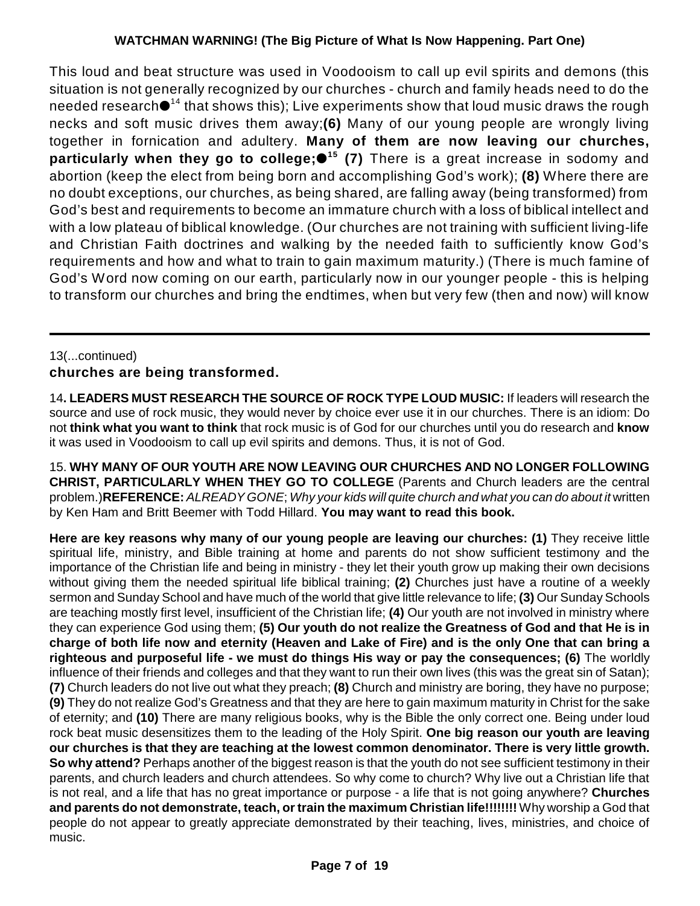This loud and beat structure was used in Voodooism to call up evil spirits and demons (this situation is not generally recognized by our churches - church and family heads need to do the needed research●[14] that shows this); Live experiments show that loud music draws the rough necks and soft music drives them away;**(6)** Many of our young people are wrongly living together in fornication and adultery. **Many of them are now leaving our churches, particularly when they go to college;●[15] (7)** There is a great increase in sodomy and abortion (keep the elect from being born and accomplishing God's work); **(8)** Where there are no doubt exceptions, our churches, as being shared, are falling away (being transformed) from God's best and requirements to become an immature church with a loss of biblical intellect and with a low plateau of biblical knowledge. (Our churches are not training with sufficient living-life and Christian Faith doctrines and walking by the needed faith to sufficiently know God's requirements and how and what to train to gain maximum maturity.) (There is much famine of God's Word now coming on our earth, particularly now in our younger people - this is helping to transform our churches and bring the endtimes, when but very few (then and now) will know

---

13(...continued)
**churches are being transformed.**

14**. LEADERS MUST RESEARCH THE SOURCE OF ROCK TYPE LOUD MUSIC:** If leaders will research the source and use of rock music, they would never by choice ever use it in our churches. There is an idiom: Do not **think what you want to think** that rock music is of God for our churches until you do research and **know** it was used in Voodooism to call up evil spirits and demons. Thus, it is not of God.

15. **WHY MANY OF OUR YOUTH ARE NOW LEAVING OUR CHURCHES AND NO LONGER FOLLOWING CHRIST, PARTICULARLY WHEN THEY GO TO COLLEGE** (Parents and Church leaders are the central problem.)**REFERENCE:** *ALREADY GONE*; *Why your kids will quite church and what you can do about it* written by Ken Ham and Britt Beemer with Todd Hillard. **You may want to read this book.**

**Here are key reasons why many of our young people are leaving our churches: (1)** They receive little spiritual life, ministry, and Bible training at home and parents do not show sufficient testimony and the importance of the Christian life and being in ministry - they let their youth grow up making their own decisions without giving them the needed spiritual life biblical training; **(2)** Churches just have a routine of a weekly sermon and Sunday School and have much of the world that give little relevance to life; **(3)** Our Sunday Schools are teaching mostly first level, insufficient of the Christian life; **(4)** Our youth are not involved in ministry where they can experience God using them; **(5) Our youth do not realize the Greatness of God and that He is in charge of both life now and eternity (Heaven and Lake of Fire) and is the only One that can bring a righteous and purposeful life - we must do things His way or pay the consequences; (6)** The worldly influence of their friends and colleges and that they want to run their own lives (this was the great sin of Satan); **(7)** Church leaders do not live out what they preach; **(8)** Church and ministry are boring, they have no purpose; **(9)** They do not realize God's Greatness and that they are here to gain maximum maturity in Christ for the sake of eternity; and **(10)** There are many religious books, why is the Bible the only correct one. Being under loud rock beat music desensitizes them to the leading of the Holy Spirit. **One big reason our youth are leaving our churches is that they are teaching at the lowest common denominator. There is very little growth. So why attend?** Perhaps another of the biggest reason is that the youth do not see sufficient testimony in their parents, and church leaders and church attendees. So why come to church? Why live out a Christian life that is not real, and a life that has no great importance or purpose - a life that is not going anywhere? **Churches and parents do not demonstrate, teach, or train the maximum Christian life!!!!!!!!** Why worship a God that people do not appear to greatly appreciate demonstrated by their teaching, lives, ministries, and choice of music.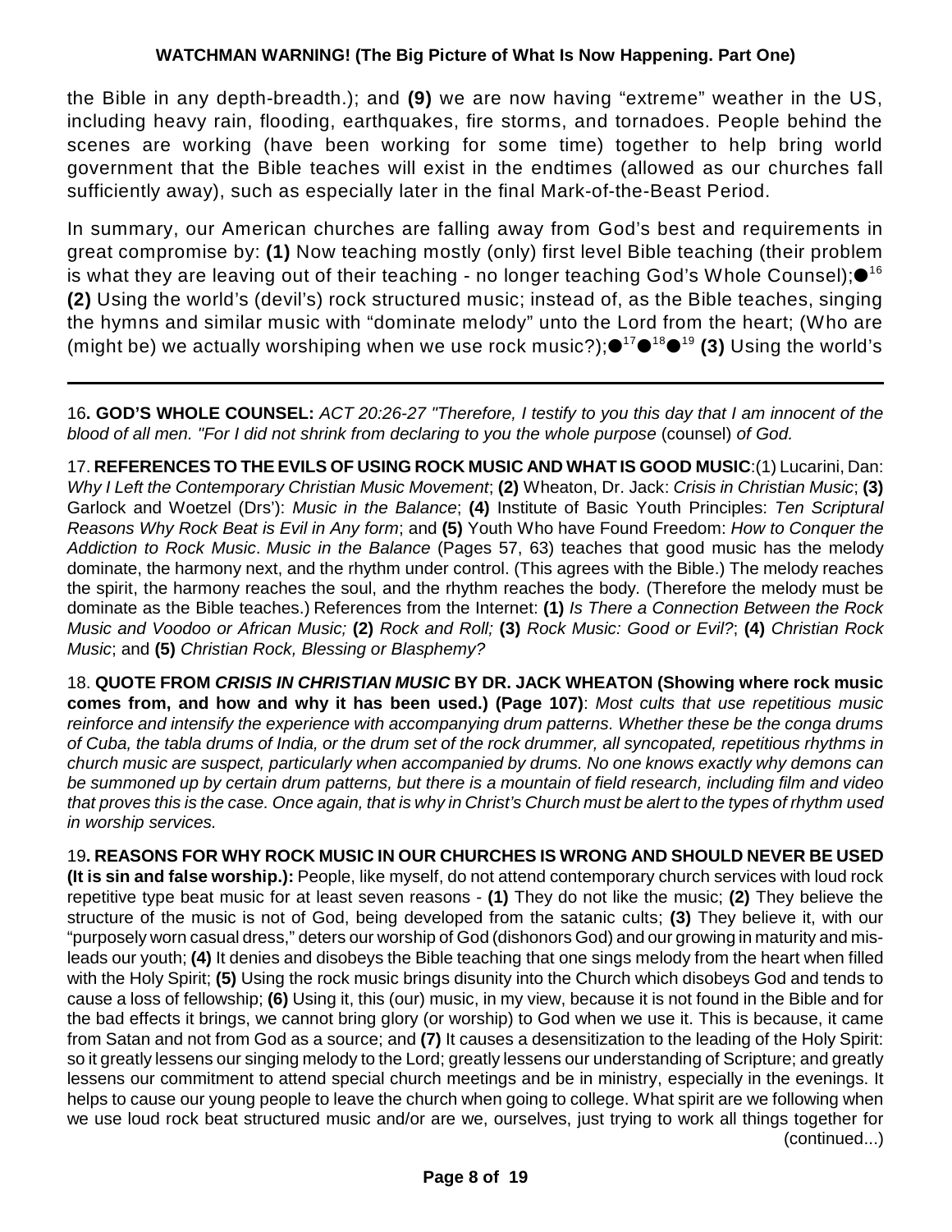the Bible in any depth-breadth.); and **(9)** we are now having "extreme" weather in the US, including heavy rain, flooding, earthquakes, fire storms, and tornadoes. People behind the scenes are working (have been working for some time) together to help bring world government that the Bible teaches will exist in the endtimes (allowed as our churches fall sufficiently away), such as especially later in the final Mark-of-the-Beast Period.

In summary, our American churches are falling away from God's best and requirements in great compromise by: **(1)** Now teaching mostly (only) first level Bible teaching (their problem is what they are leaving out of their teaching - no longer teaching God's Whole Counsel);●[16] **(2)** Using the world's (devil's) rock structured music; instead of, as the Bible teaches, singing the hymns and similar music with "dominate melody" unto the Lord from the heart; (Who are (might be) we actually worshiping when we use rock music?);●[17]●[18]●[19] **(3)** Using the world's

---

16**. GOD'S WHOLE COUNSEL:** *ACT 20:26-27 "Therefore, I testify to you this day that I am innocent of the blood of all men. "For I did not shrink from declaring to you the whole purpose* (counsel) *of God.*

17. **REFERENCES TO THE EVILS OF USING ROCK MUSIC AND WHAT IS GOOD MUSIC**:(1) Lucarini, Dan: *Why I Left the Contemporary Christian Music Movement*; **(2)** Wheaton, Dr. Jack: *Crisis in Christian Music*; **(3)** Garlock and Woetzel (Drs'): *Music in the Balance*; **(4)** Institute of Basic Youth Principles: *Ten Scriptural Reasons Why Rock Beat is Evil in Any form*; and **(5)** Youth Who have Found Freedom: *How to Conquer the Addiction to Rock Music*. *Music in the Balance* (Pages 57, 63) teaches that good music has the melody dominate, the harmony next, and the rhythm under control. (This agrees with the Bible.) The melody reaches the spirit, the harmony reaches the soul, and the rhythm reaches the body. (Therefore the melody must be dominate as the Bible teaches.) References from the Internet: **(1)** *Is There a Connection Between the Rock Music and Voodoo or African Music;* **(2)** *Rock and Roll;* **(3)** *Rock Music: Good or Evil?*; **(4)** *Christian Rock Music*; and **(5)** *Christian Rock, Blessing or Blasphemy?*

18. **QUOTE FROM *CRISIS IN CHRISTIAN MUSIC* BY DR. JACK WHEATON (Showing where rock music comes from, and how and why it has been used.) (Page 107)**: *Most cults that use repetitious music reinforce and intensify the experience with accompanying drum patterns. Whether these be the conga drums of Cuba, the tabla drums of India, or the drum set of the rock drummer, all syncopated, repetitious rhythms in church music are suspect, particularly when accompanied by drums. No one knows exactly why demons can be summoned up by certain drum patterns, but there is a mountain of field research, including film and video that proves this is the case. Once again, that is why in Christ's Church must be alert to the types of rhythm used in worship services.*

19**. REASONS FOR WHY ROCK MUSIC IN OUR CHURCHES IS WRONG AND SHOULD NEVER BE USED (It is sin and false worship.):** People, like myself, do not attend contemporary church services with loud rock repetitive type beat music for at least seven reasons - **(1)** They do not like the music; **(2)** They believe the structure of the music is not of God, being developed from the satanic cults; **(3)** They believe it, with our "purposely worn casual dress," deters our worship of God (dishonors God) and our growing in maturity and misleads our youth; **(4)** It denies and disobeys the Bible teaching that one sings melody from the heart when filled with the Holy Spirit; **(5)** Using the rock music brings disunity into the Church which disobeys God and tends to cause a loss of fellowship; **(6)** Using it, this (our) music, in my view, because it is not found in the Bible and for the bad effects it brings, we cannot bring glory (or worship) to God when we use it. This is because, it came from Satan and not from God as a source; and **(7)** It causes a desensitization to the leading of the Holy Spirit: so it greatly lessens our singing melody to the Lord; greatly lessens our understanding of Scripture; and greatly lessens our commitment to attend special church meetings and be in ministry, especially in the evenings. It helps to cause our young people to leave the church when going to college. What spirit are we following when we use loud rock beat structured music and/or are we, ourselves, just trying to work all things together for (continued...)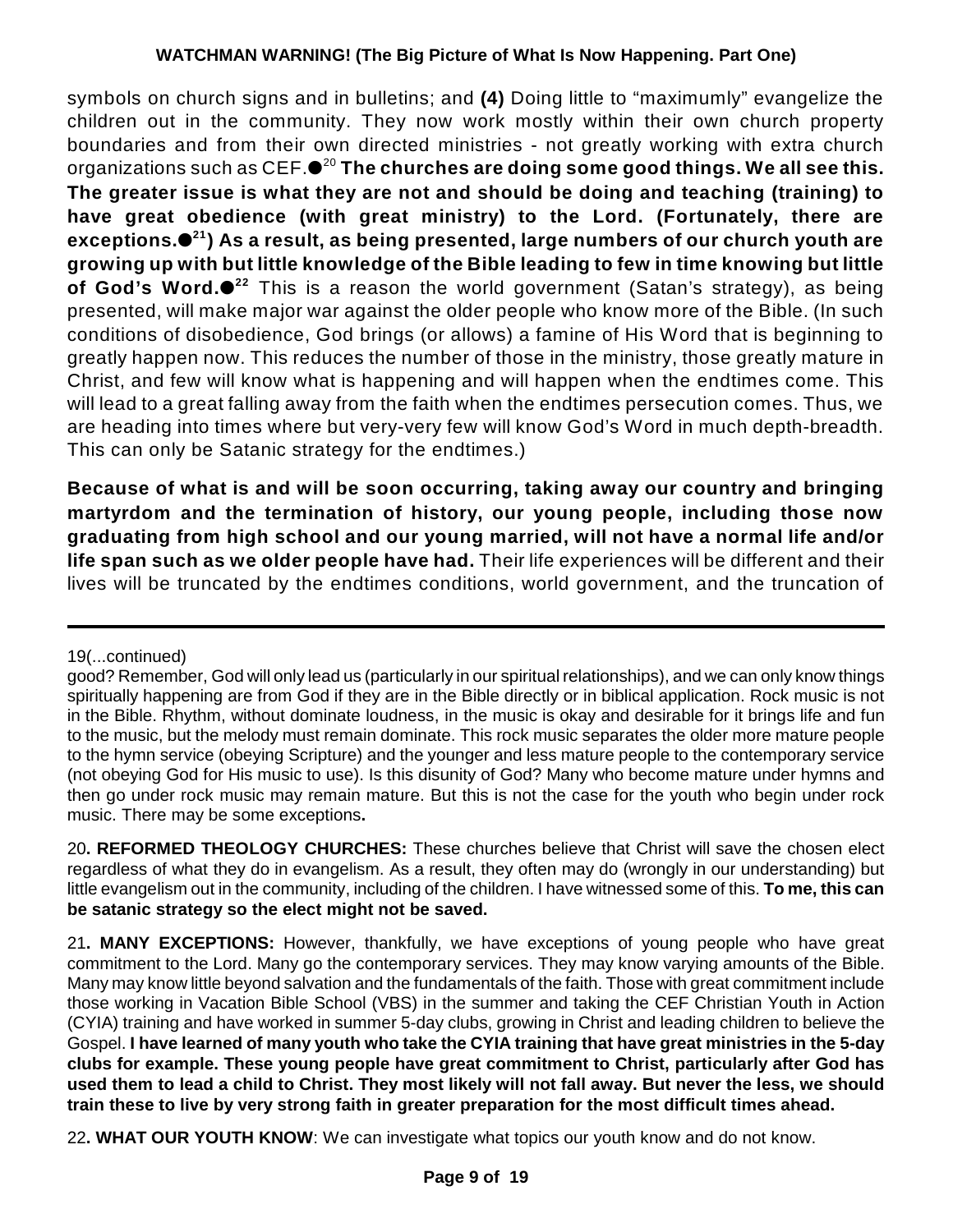symbols on church signs and in bulletins; and **(4)** Doing little to "maximumly" evangelize the children out in the community. They now work mostly within their own church property boundaries and from their own directed ministries - not greatly working with extra church organizations such as CEF.●[20] **The churches are doing some good things. We all see this. The greater issue is what they are not and should be doing and teaching (training) to have great obedience (with great ministry) to the Lord. (Fortunately, there are exceptions.●[21]) As a result, as being presented, large numbers of our church youth are growing up with but little knowledge of the Bible leading to few in time knowing but little of God's Word.●[22]** This is a reason the world government (Satan's strategy), as being presented, will make major war against the older people who know more of the Bible. (In such conditions of disobedience, God brings (or allows) a famine of His Word that is beginning to greatly happen now. This reduces the number of those in the ministry, those greatly mature in Christ, and few will know what is happening and will happen when the endtimes come. This will lead to a great falling away from the faith when the endtimes persecution comes. Thus, we are heading into times where but very-very few will know God's Word in much depth-breadth. This can only be Satanic strategy for the endtimes.)

**Because of what is and will be soon occurring, taking away our country and bringing martyrdom and the termination of history, our young people, including those now graduating from high school and our young married, will not have a normal life and/or life span such as we older people have had.** Their life experiences will be different and their lives will be truncated by the endtimes conditions, world government, and the truncation of

---

19(...continued)

good? Remember, God will only lead us (particularly in our spiritual relationships), and we can only know things spiritually happening are from God if they are in the Bible directly or in biblical application. Rock music is not in the Bible. Rhythm, without dominate loudness, in the music is okay and desirable for it brings life and fun to the music, but the melody must remain dominate. This rock music separates the older more mature people to the hymn service (obeying Scripture) and the younger and less mature people to the contemporary service (not obeying God for His music to use). Is this disunity of God? Many who become mature under hymns and then go under rock music may remain mature. But this is not the case for the youth who begin under rock music. There may be some exceptions**.**

20**. REFORMED THEOLOGY CHURCHES:** These churches believe that Christ will save the chosen elect regardless of what they do in evangelism. As a result, they often may do (wrongly in our understanding) but little evangelism out in the community, including of the children. I have witnessed some of this. **To me, this can be satanic strategy so the elect might not be saved.**

21**. MANY EXCEPTIONS:** However, thankfully, we have exceptions of young people who have great commitment to the Lord. Many go the contemporary services. They may know varying amounts of the Bible. Many may know little beyond salvation and the fundamentals of the faith. Those with great commitment include those working in Vacation Bible School (VBS) in the summer and taking the CEF Christian Youth in Action (CYIA) training and have worked in summer 5-day clubs, growing in Christ and leading children to believe the Gospel. **I have learned of many youth who take the CYIA training that have great ministries in the 5-day clubs for example. These young people have great commitment to Christ, particularly after God has used them to lead a child to Christ. They most likely will not fall away. But never the less, we should train these to live by very strong faith in greater preparation for the most difficult times ahead.**

22**. WHAT OUR YOUTH KNOW**: We can investigate what topics our youth know and do not know.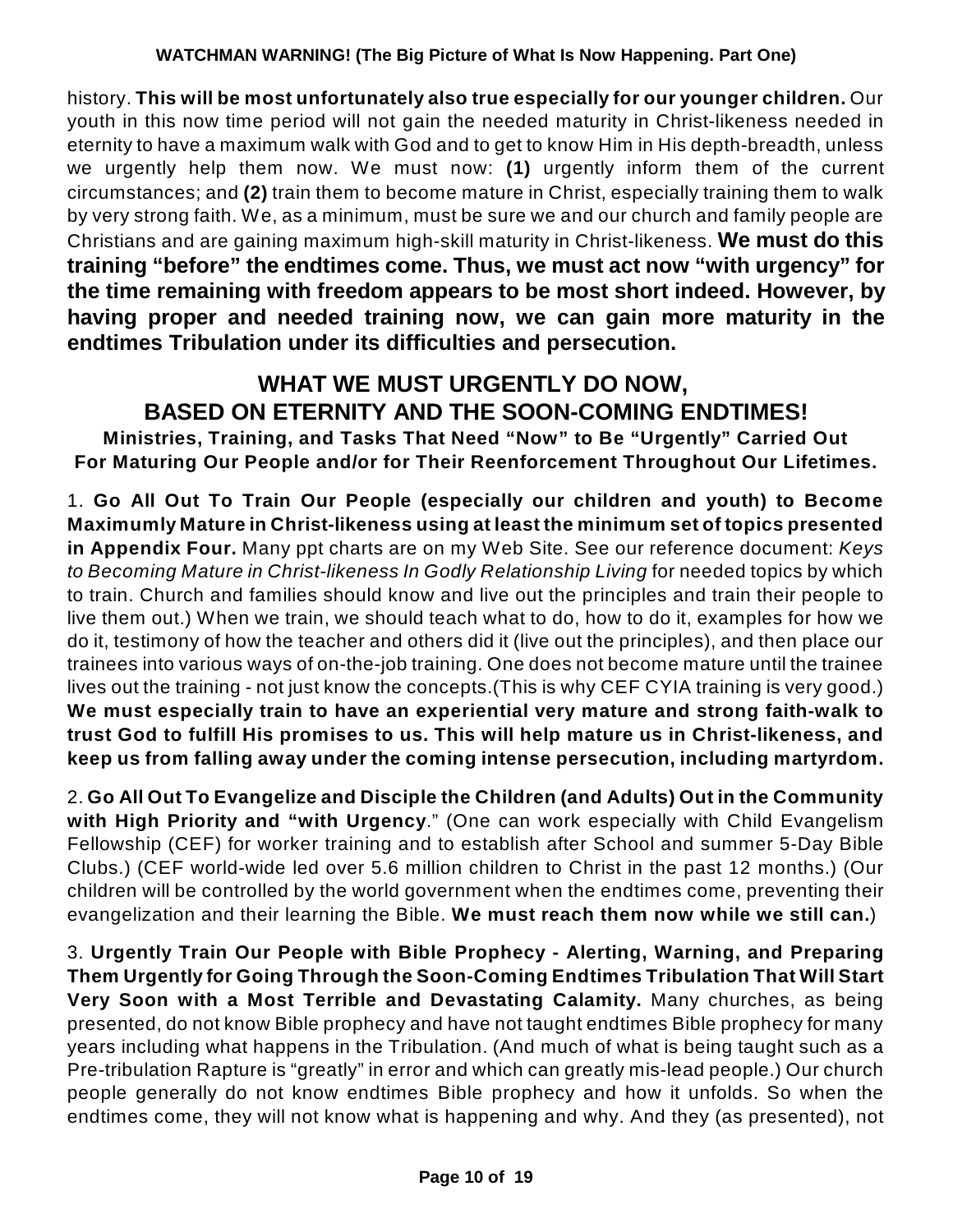history. **This will be most unfortunately also true especially for our younger children.** Our youth in this now time period will not gain the needed maturity in Christ-likeness needed in eternity to have a maximum walk with God and to get to know Him in His depth-breadth, unless we urgently help them now. We must now: **(1)** urgently inform them of the current circumstances; and **(2)** train them to become mature in Christ, especially training them to walk by very strong faith. We, as a minimum, must be sure we and our church and family people are Christians and are gaining maximum high-skill maturity in Christ-likeness. **We must do this training "before" the endtimes come. Thus, we must act now "with urgency" for the time remaining with freedom appears to be most short indeed. However, by having proper and needed training now, we can gain more maturity in the endtimes Tribulation under its difficulties and persecution.**

## WHAT WE MUST URGENTLY DO NOW, BASED ON ETERNITY AND THE SOON-COMING ENDTIMES!

**Ministries, Training, and Tasks That Need "Now" to Be "Urgently" Carried Out For Maturing Our People and/or for Their Reenforcement Throughout Our Lifetimes.**

1. **Go All Out To Train Our People (especially our children and youth) to Become Maximumly Mature in Christ-likeness using at least the minimum set of topics presented in Appendix Four.** Many ppt charts are on my Web Site. See our reference document: *Keys to Becoming Mature in Christ-likeness In Godly Relationship Living* for needed topics by which to train. Church and families should know and live out the principles and train their people to live them out.) When we train, we should teach what to do, how to do it, examples for how we do it, testimony of how the teacher and others did it (live out the principles), and then place our trainees into various ways of on-the-job training. One does not become mature until the trainee lives out the training - not just know the concepts.(This is why CEF CYIA training is very good.) **We must especially train to have an experiential very mature and strong faith-walk to trust God to fulfill His promises to us. This will help mature us in Christ-likeness, and keep us from falling away under the coming intense persecution, including martyrdom.**

2. **Go All Out To Evangelize and Disciple the Children (and Adults) Out in the Community with High Priority and "with Urgency**." (One can work especially with Child Evangelism Fellowship (CEF) for worker training and to establish after School and summer 5-Day Bible Clubs.) (CEF world-wide led over 5.6 million children to Christ in the past 12 months.) (Our children will be controlled by the world government when the endtimes come, preventing their evangelization and their learning the Bible. **We must reach them now while we still can.**)

3. **Urgently Train Our People with Bible Prophecy - Alerting, Warning, and Preparing Them Urgently for Going Through the Soon-Coming Endtimes Tribulation That Will Start Very Soon with a Most Terrible and Devastating Calamity.** Many churches, as being presented, do not know Bible prophecy and have not taught endtimes Bible prophecy for many years including what happens in the Tribulation. (And much of what is being taught such as a Pre-tribulation Rapture is "greatly" in error and which can greatly mis-lead people.) Our church people generally do not know endtimes Bible prophecy and how it unfolds. So when the endtimes come, they will not know what is happening and why. And they (as presented), not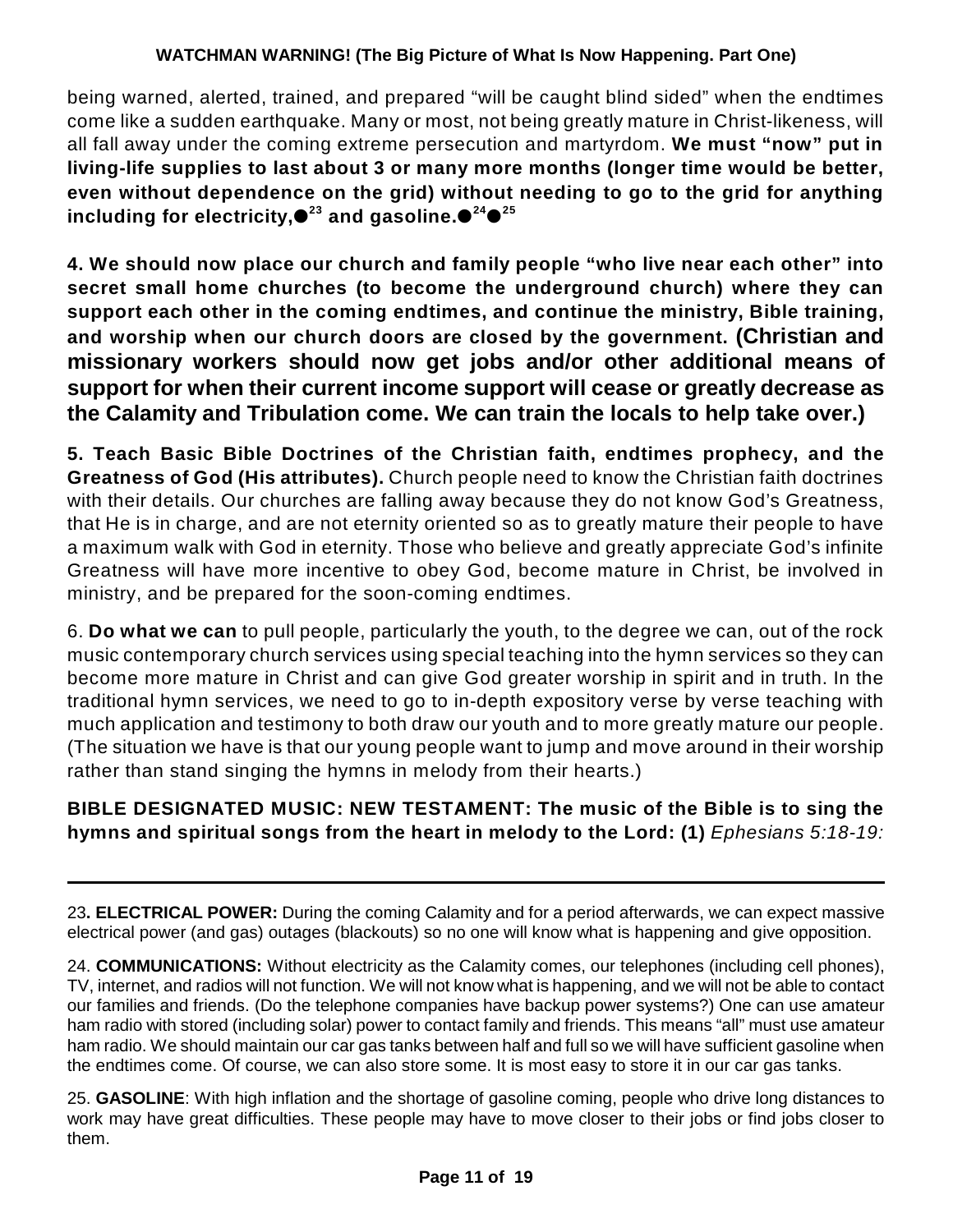being warned, alerted, trained, and prepared "will be caught blind sided" when the endtimes come like a sudden earthquake. Many or most, not being greatly mature in Christ-likeness, will all fall away under the coming extreme persecution and martyrdom. **We must "now" put in living-life supplies to last about 3 or many more months (longer time would be better, even without dependence on the grid) without needing to go to the grid for anything including for electricity,●[23] and gasoline.●[24]●[25]**

**4. We should now place our church and family people "who live near each other" into secret small home churches (to become the underground church) where they can support each other in the coming endtimes, and continue the ministry, Bible training, and worship when our church doors are closed by the government. (Christian and missionary workers should now get jobs and/or other additional means of support for when their current income support will cease or greatly decrease as the Calamity and Tribulation come. We can train the locals to help take over.)**

**5. Teach Basic Bible Doctrines of the Christian faith, endtimes prophecy, and the Greatness of God (His attributes).** Church people need to know the Christian faith doctrines with their details. Our churches are falling away because they do not know God's Greatness, that He is in charge, and are not eternity oriented so as to greatly mature their people to have a maximum walk with God in eternity. Those who believe and greatly appreciate God's infinite Greatness will have more incentive to obey God, become mature in Christ, be involved in ministry, and be prepared for the soon-coming endtimes.

6. **Do what we can** to pull people, particularly the youth, to the degree we can, out of the rock music contemporary church services using special teaching into the hymn services so they can become more mature in Christ and can give God greater worship in spirit and in truth. In the traditional hymn services, we need to go to in-depth expository verse by verse teaching with much application and testimony to both draw our youth and to more greatly mature our people. (The situation we have is that our young people want to jump and move around in their worship rather than stand singing the hymns in melody from their hearts.)

**BIBLE DESIGNATED MUSIC: NEW TESTAMENT: The music of the Bible is to sing the hymns and spiritual songs from the heart in melody to the Lord: (1)** *Ephesians 5:18-19:*

---

23**. ELECTRICAL POWER:** During the coming Calamity and for a period afterwards, we can expect massive electrical power (and gas) outages (blackouts) so no one will know what is happening and give opposition.

24. **COMMUNICATIONS:** Without electricity as the Calamity comes, our telephones (including cell phones), TV, internet, and radios will not function. We will not know what is happening, and we will not be able to contact our families and friends. (Do the telephone companies have backup power systems?) One can use amateur ham radio with stored (including solar) power to contact family and friends. This means "all" must use amateur ham radio. We should maintain our car gas tanks between half and full so we will have sufficient gasoline when the endtimes come. Of course, we can also store some. It is most easy to store it in our car gas tanks.

25. **GASOLINE**: With high inflation and the shortage of gasoline coming, people who drive long distances to work may have great difficulties. These people may have to move closer to their jobs or find jobs closer to them.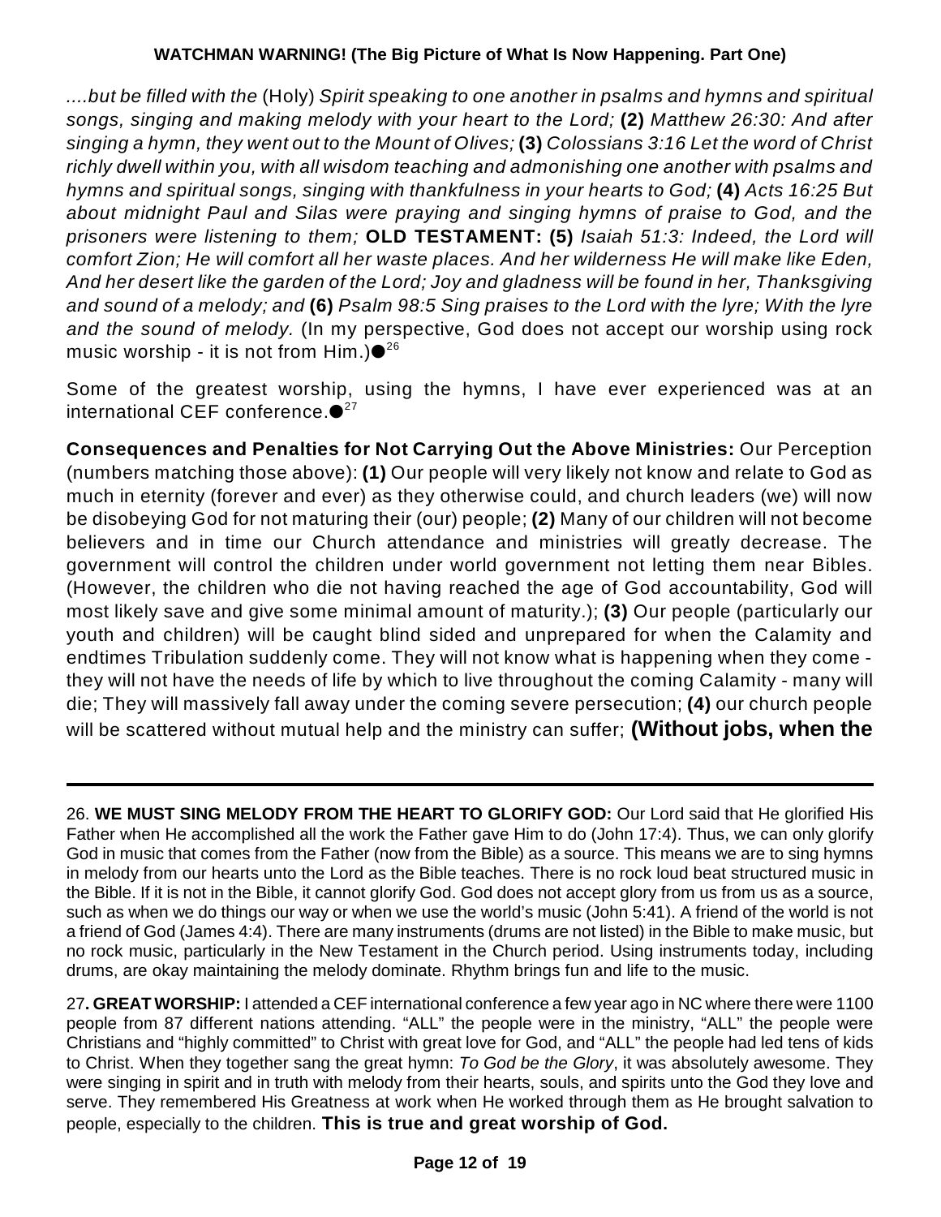*....but be filled with the* (Holy) *Spirit speaking to one another in psalms and hymns and spiritual songs, singing and making melody with your heart to the Lord;* **(2)** *Matthew 26:30: And after singing a hymn, they went out to the Mount of Olives;* **(3)** *Colossians 3:16 Let the word of Christ richly dwell within you, with all wisdom teaching and admonishing one another with psalms and hymns and spiritual songs, singing with thankfulness in your hearts to God;* **(4)** *Acts 16:25 But about midnight Paul and Silas were praying and singing hymns of praise to God, and the prisoners were listening to them;* **OLD TESTAMENT: (5)** *Isaiah 51:3: Indeed, the Lord will comfort Zion; He will comfort all her waste places. And her wilderness He will make like Eden, And her desert like the garden of the Lord; Joy and gladness will be found in her, Thanksgiving and sound of a melody; and* **(6)** *Psalm 98:5 Sing praises to the Lord with the lyre; With the lyre and the sound of melody.* (In my perspective, God does not accept our worship using rock music worship - it is not from Him.)●[26]

Some of the greatest worship, using the hymns, I have ever experienced was at an international CEF conference.●[27]

**Consequences and Penalties for Not Carrying Out the Above Ministries:** Our Perception (numbers matching those above): **(1)** Our people will very likely not know and relate to God as much in eternity (forever and ever) as they otherwise could, and church leaders (we) will now be disobeying God for not maturing their (our) people; **(2)** Many of our children will not become believers and in time our Church attendance and ministries will greatly decrease. The government will control the children under world government not letting them near Bibles. (However, the children who die not having reached the age of God accountability, God will most likely save and give some minimal amount of maturity.); **(3)** Our people (particularly our youth and children) will be caught blind sided and unprepared for when the Calamity and endtimes Tribulation suddenly come. They will not know what is happening when they come - they will not have the needs of life by which to live throughout the coming Calamity - many will die; They will massively fall away under the coming severe persecution; **(4)** our church people will be scattered without mutual help and the ministry can suffer; **(Without jobs, when the**

---

26. **WE MUST SING MELODY FROM THE HEART TO GLORIFY GOD:** Our Lord said that He glorified His Father when He accomplished all the work the Father gave Him to do (John 17:4). Thus, we can only glorify God in music that comes from the Father (now from the Bible) as a source. This means we are to sing hymns in melody from our hearts unto the Lord as the Bible teaches. There is no rock loud beat structured music in the Bible. If it is not in the Bible, it cannot glorify God. God does not accept glory from us from us as a source, such as when we do things our way or when we use the world's music (John 5:41). A friend of the world is not a friend of God (James 4:4). There are many instruments (drums are not listed) in the Bible to make music, but no rock music, particularly in the New Testament in the Church period. Using instruments today, including drums, are okay maintaining the melody dominate. Rhythm brings fun and life to the music.

27**. GREAT WORSHIP:** I attended a CEF international conference a few year ago in NC where there were 1100 people from 87 different nations attending. "ALL" the people were in the ministry, "ALL" the people were Christians and "highly committed" to Christ with great love for God, and "ALL" the people had led tens of kids to Christ. When they together sang the great hymn: *To God be the Glory*, it was absolutely awesome. They were singing in spirit and in truth with melody from their hearts, souls, and spirits unto the God they love and serve. They remembered His Greatness at work when He worked through them as He brought salvation to people, especially to the children. **This is true and great worship of God.**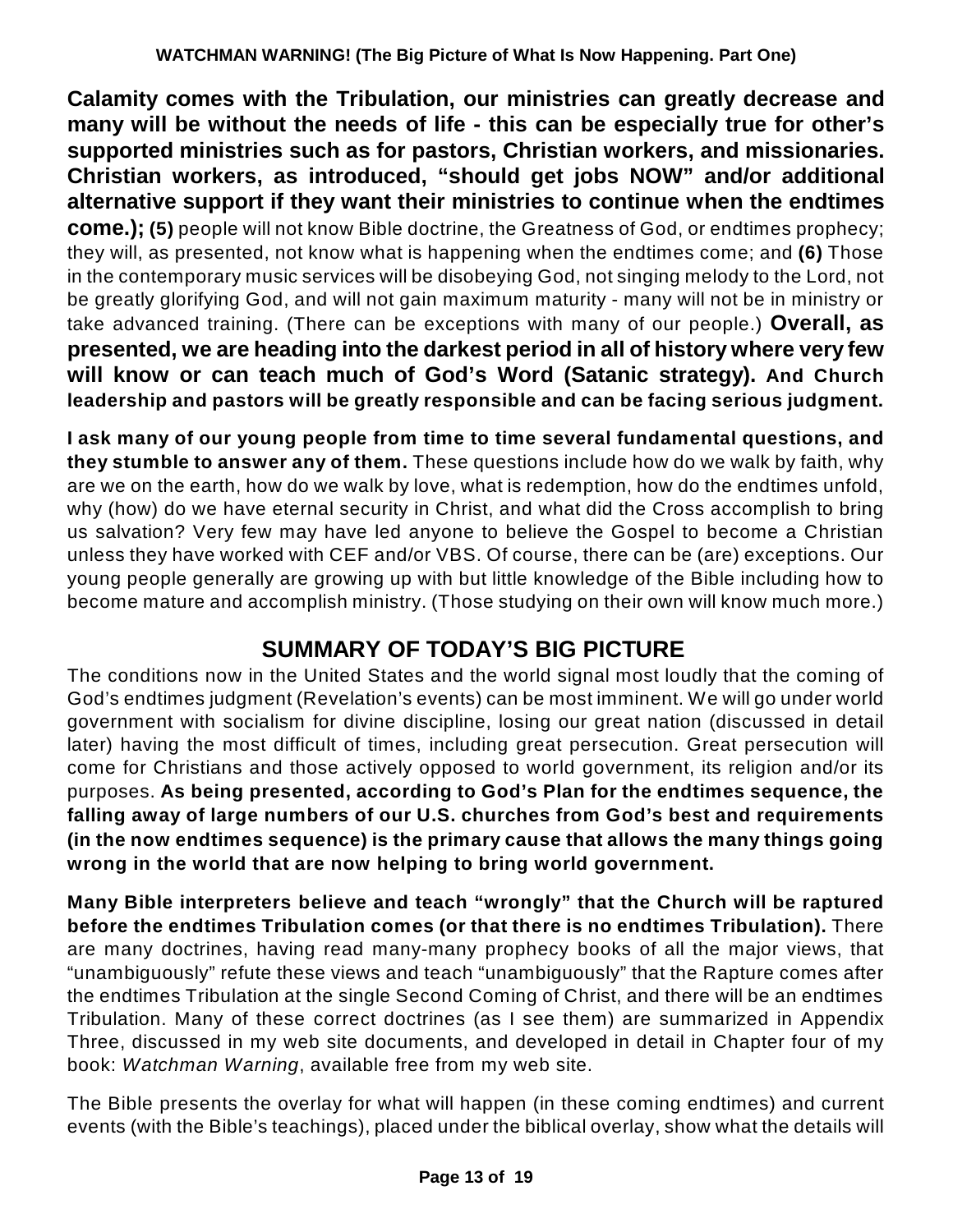**Calamity comes with the Tribulation, our ministries can greatly decrease and many will be without the needs of life - this can be especially true for other's supported ministries such as for pastors, Christian workers, and missionaries. Christian workers, as introduced, "should get jobs NOW" and/or additional alternative support if they want their ministries to continue when the endtimes come.); (5)** people will not know Bible doctrine, the Greatness of God, or endtimes prophecy; they will, as presented, not know what is happening when the endtimes come; and **(6)** Those in the contemporary music services will be disobeying God, not singing melody to the Lord, not be greatly glorifying God, and will not gain maximum maturity - many will not be in ministry or take advanced training. (There can be exceptions with many of our people.) **Overall, as presented, we are heading into the darkest period in all of history where very few will know or can teach much of God's Word (Satanic strategy). And Church leadership and pastors will be greatly responsible and can be facing serious judgment.**

**I ask many of our young people from time to time several fundamental questions, and they stumble to answer any of them.** These questions include how do we walk by faith, why are we on the earth, how do we walk by love, what is redemption, how do the endtimes unfold, why (how) do we have eternal security in Christ, and what did the Cross accomplish to bring us salvation? Very few may have led anyone to believe the Gospel to become a Christian unless they have worked with CEF and/or VBS. Of course, there can be (are) exceptions. Our young people generally are growing up with but little knowledge of the Bible including how to become mature and accomplish ministry. (Those studying on their own will know much more.)

## SUMMARY OF TODAY'S BIG PICTURE

The conditions now in the United States and the world signal most loudly that the coming of God's endtimes judgment (Revelation's events) can be most imminent. We will go under world government with socialism for divine discipline, losing our great nation (discussed in detail later) having the most difficult of times, including great persecution. Great persecution will come for Christians and those actively opposed to world government, its religion and/or its purposes. **As being presented, according to God's Plan for the endtimes sequence, the falling away of large numbers of our U.S. churches from God's best and requirements (in the now endtimes sequence) is the primary cause that allows the many things going wrong in the world that are now helping to bring world government.**

**Many Bible interpreters believe and teach "wrongly" that the Church will be raptured before the endtimes Tribulation comes (or that there is no endtimes Tribulation).** There are many doctrines, having read many-many prophecy books of all the major views, that "unambiguously" refute these views and teach "unambiguously" that the Rapture comes after the endtimes Tribulation at the single Second Coming of Christ, and there will be an endtimes Tribulation. Many of these correct doctrines (as I see them) are summarized in Appendix Three, discussed in my web site documents, and developed in detail in Chapter four of my book: *Watchman Warning*, available free from my web site.

The Bible presents the overlay for what will happen (in these coming endtimes) and current events (with the Bible's teachings), placed under the biblical overlay, show what the details will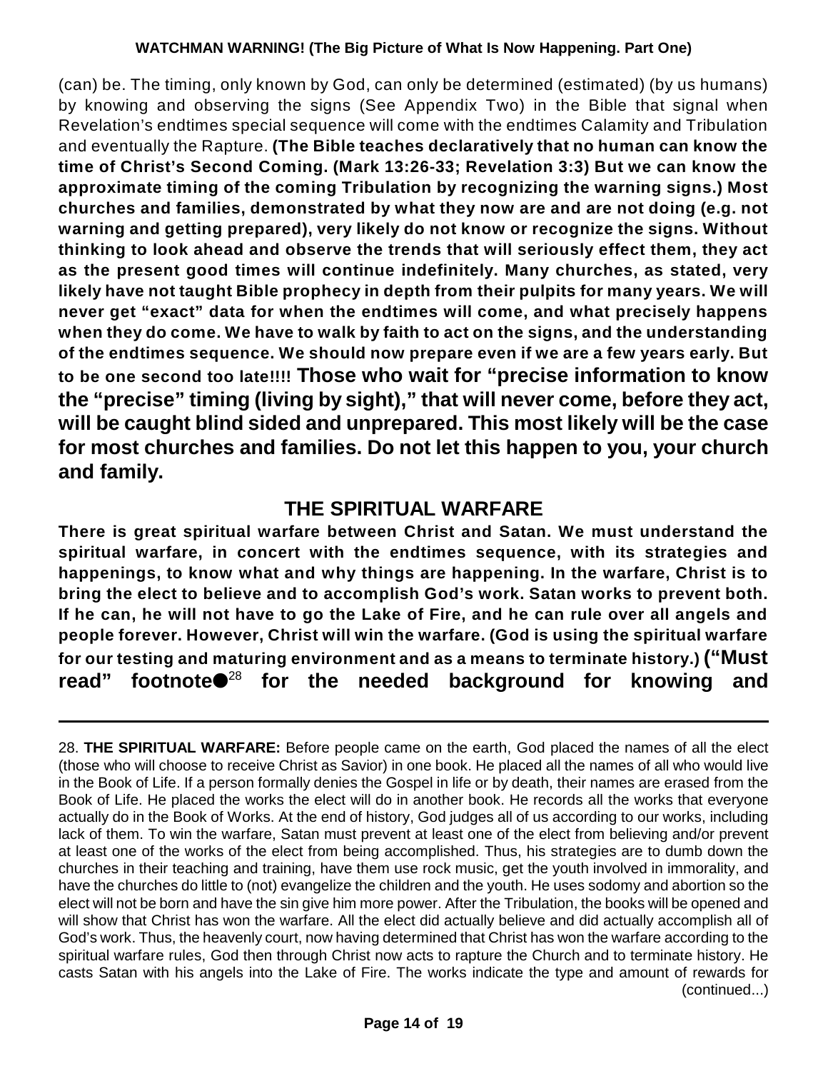(can) be. The timing, only known by God, can only be determined (estimated) (by us humans) by knowing and observing the signs (See Appendix Two) in the Bible that signal when Revelation's endtimes special sequence will come with the endtimes Calamity and Tribulation and eventually the Rapture. **(The Bible teaches declaratively that no human can know the time of Christ's Second Coming. (Mark 13:26-33; Revelation 3:3) But we can know the approximate timing of the coming Tribulation by recognizing the warning signs.) Most churches and families, demonstrated by what they now are and are not doing (e.g. not warning and getting prepared), very likely do not know or recognize the signs. Without thinking to look ahead and observe the trends that will seriously effect them, they act as the present good times will continue indefinitely. Many churches, as stated, very likely have not taught Bible prophecy in depth from their pulpits for many years. We will never get "exact" data for when the endtimes will come, and what precisely happens when they do come. We have to walk by faith to act on the signs, and the understanding of the endtimes sequence. We should now prepare even if we are a few years early. But to be one second too late!!!! Those who wait for "precise information to know the "precise" timing (living by sight)," that will never come, before they act, will be caught blind sided and unprepared. This most likely will be the case for most churches and families. Do not let this happen to you, your church and family.**

## THE SPIRITUAL WARFARE

**There is great spiritual warfare between Christ and Satan. We must understand the spiritual warfare, in concert with the endtimes sequence, with its strategies and happenings, to know what and why things are happening. In the warfare, Christ is to bring the elect to believe and to accomplish God's work. Satan works to prevent both. If he can, he will not have to go the Lake of Fire, and he can rule over all angels and people forever. However, Christ will win the warfare. (God is using the spiritual warfare for our testing and maturing environment and as a means to terminate history.) ("Must read" footnote●[28] for the needed background for knowing and**

---

28. **THE SPIRITUAL WARFARE:** Before people came on the earth, God placed the names of all the elect (those who will choose to receive Christ as Savior) in one book. He placed all the names of all who would live in the Book of Life. If a person formally denies the Gospel in life or by death, their names are erased from the Book of Life. He placed the works the elect will do in another book. He records all the works that everyone actually do in the Book of Works. At the end of history, God judges all of us according to our works, including lack of them. To win the warfare, Satan must prevent at least one of the elect from believing and/or prevent at least one of the works of the elect from being accomplished. Thus, his strategies are to dumb down the churches in their teaching and training, have them use rock music, get the youth involved in immorality, and have the churches do little to (not) evangelize the children and the youth. He uses sodomy and abortion so the elect will not be born and have the sin give him more power. After the Tribulation, the books will be opened and will show that Christ has won the warfare. All the elect did actually believe and did actually accomplish all of God's work. Thus, the heavenly court, now having determined that Christ has won the warfare according to the spiritual warfare rules, God then through Christ now acts to rapture the Church and to terminate history. He casts Satan with his angels into the Lake of Fire. The works indicate the type and amount of rewards for (continued...)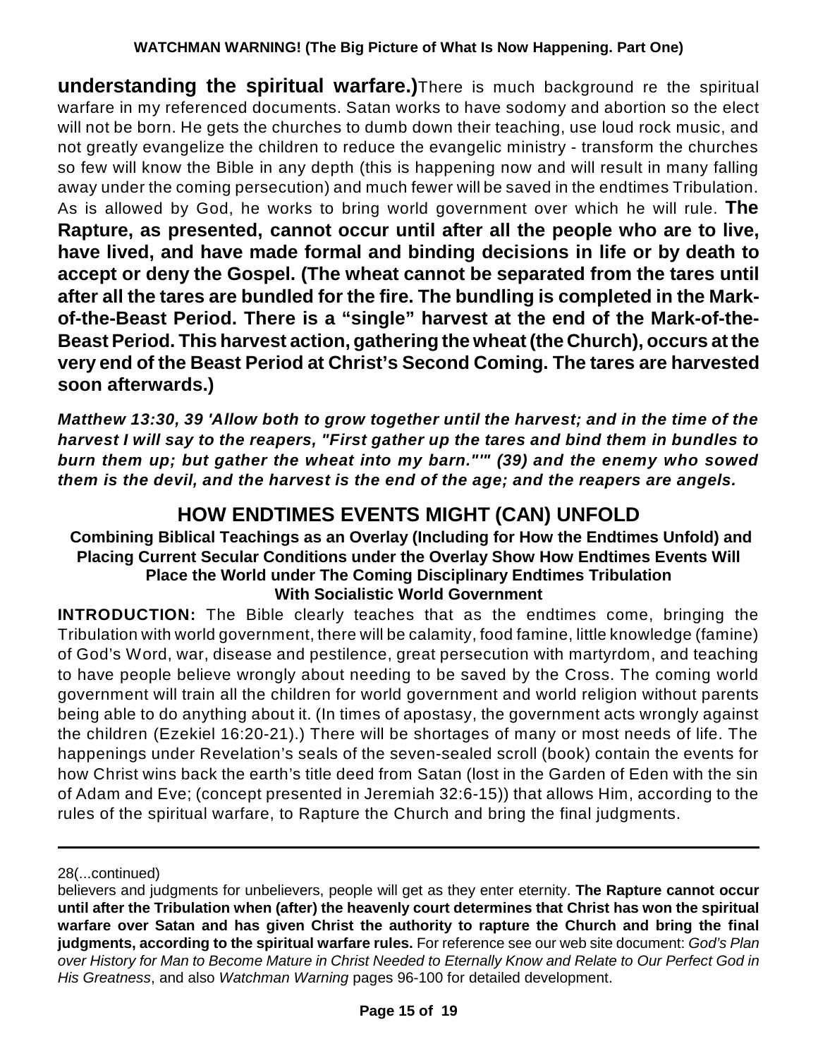**understanding the spiritual warfare.)**There is much background re the spiritual warfare in my referenced documents. Satan works to have sodomy and abortion so the elect will not be born. He gets the churches to dumb down their teaching, use loud rock music, and not greatly evangelize the children to reduce the evangelic ministry - transform the churches so few will know the Bible in any depth (this is happening now and will result in many falling away under the coming persecution) and much fewer will be saved in the endtimes Tribulation. As is allowed by God, he works to bring world government over which he will rule. **The Rapture, as presented, cannot occur until after all the people who are to live, have lived, and have made formal and binding decisions in life or by death to accept or deny the Gospel. (The wheat cannot be separated from the tares until after all the tares are bundled for the fire. The bundling is completed in the Mark-of-the-Beast Period. There is a "single" harvest at the end of the Mark-of-the-Beast Period. This harvest action, gathering the wheat (the Church), occurs at the very end of the Beast Period at Christ's Second Coming. The tares are harvested soon afterwards.)**

***Matthew 13:30, 39 'Allow both to grow together until the harvest; and in the time of the harvest I will say to the reapers, "First gather up the tares and bind them in bundles to burn them up; but gather the wheat into my barn."'" (39) and the enemy who sowed them is the devil, and the harvest is the end of the age; and the reapers are angels.***

## HOW ENDTIMES EVENTS MIGHT (CAN) UNFOLD

### Combining Biblical Teachings as an Overlay (Including for How the Endtimes Unfold) and Placing Current Secular Conditions under the Overlay Show How Endtimes Events Will Place the World under The Coming Disciplinary Endtimes Tribulation With Socialistic World Government

**INTRODUCTION:** The Bible clearly teaches that as the endtimes come, bringing the Tribulation with world government, there will be calamity, food famine, little knowledge (famine) of God's Word, war, disease and pestilence, great persecution with martyrdom, and teaching to have people believe wrongly about needing to be saved by the Cross. The coming world government will train all the children for world government and world religion without parents being able to do anything about it. (In times of apostasy, the government acts wrongly against the children (Ezekiel 16:20-21).) There will be shortages of many or most needs of life. The happenings under Revelation's seals of the seven-sealed scroll (book) contain the events for how Christ wins back the earth's title deed from Satan (lost in the Garden of Eden with the sin of Adam and Eve; (concept presented in Jeremiah 32:6-15)) that allows Him, according to the rules of the spiritual warfare, to Rapture the Church and bring the final judgments.

---

28(...continued)

believers and judgments for unbelievers, people will get as they enter eternity. **The Rapture cannot occur until after the Tribulation when (after) the heavenly court determines that Christ has won the spiritual warfare over Satan and has given Christ the authority to rapture the Church and bring the final judgments, according to the spiritual warfare rules.** For reference see our web site document: *God's Plan over History for Man to Become Mature in Christ Needed to Eternally Know and Relate to Our Perfect God in His Greatness*, and also *Watchman Warning* pages 96-100 for detailed development.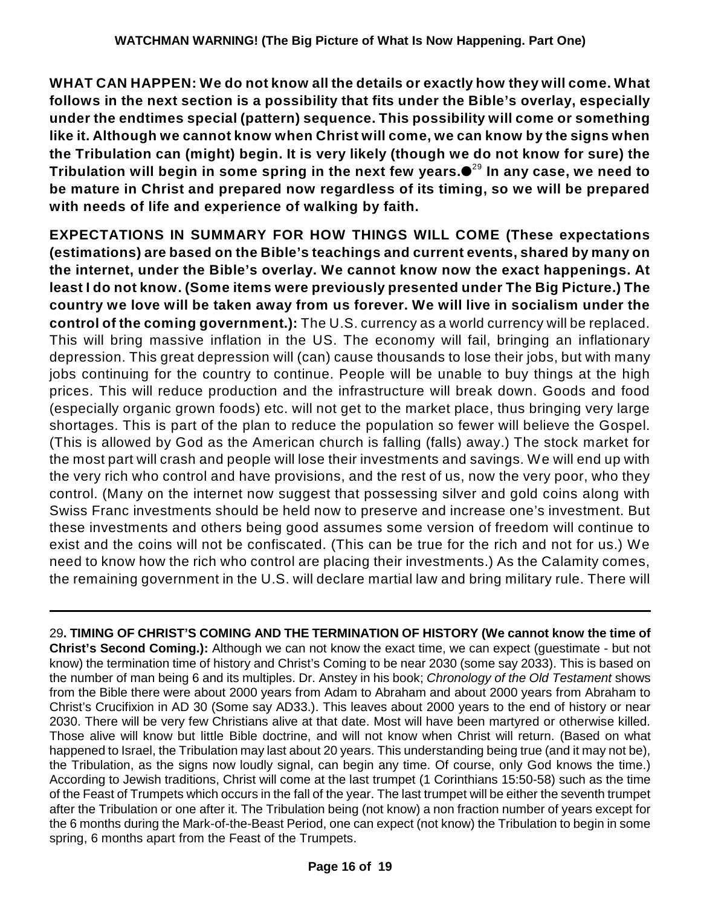**WHAT CAN HAPPEN: We do not know all the details or exactly how they will come. What follows in the next section is a possibility that fits under the Bible's overlay, especially under the endtimes special (pattern) sequence. This possibility will come or something like it. Although we cannot know when Christ will come, we can know by the signs when the Tribulation can (might) begin. It is very likely (though we do not know for sure) the Tribulation will begin in some spring in the next few years.●**[29] **In any case, we need to be mature in Christ and prepared now regardless of its timing, so we will be prepared with needs of life and experience of walking by faith.**

**EXPECTATIONS IN SUMMARY FOR HOW THINGS WILL COME (These expectations (estimations) are based on the Bible's teachings and current events, shared by many on the internet, under the Bible's overlay. We cannot know now the exact happenings. At least I do not know. (Some items were previously presented under The Big Picture.) The country we love will be taken away from us forever. We will live in socialism under the control of the coming government.):** The U.S. currency as a world currency will be replaced. This will bring massive inflation in the US. The economy will fail, bringing an inflationary depression. This great depression will (can) cause thousands to lose their jobs, but with many jobs continuing for the country to continue. People will be unable to buy things at the high prices. This will reduce production and the infrastructure will break down. Goods and food (especially organic grown foods) etc. will not get to the market place, thus bringing very large shortages. This is part of the plan to reduce the population so fewer will believe the Gospel. (This is allowed by God as the American church is falling (falls) away.) The stock market for the most part will crash and people will lose their investments and savings. We will end up with the very rich who control and have provisions, and the rest of us, now the very poor, who they control. (Many on the internet now suggest that possessing silver and gold coins along with Swiss Franc investments should be held now to preserve and increase one's investment. But these investments and others being good assumes some version of freedom will continue to exist and the coins will not be confiscated. (This can be true for the rich and not for us.) We need to know how the rich who control are placing their investments.) As the Calamity comes, the remaining government in the U.S. will declare martial law and bring military rule. There will

---

29**. TIMING OF CHRIST'S COMING AND THE TERMINATION OF HISTORY (We cannot know the time of Christ's Second Coming.):** Although we can not know the exact time, we can expect (guestimate - but not know) the termination time of history and Christ's Coming to be near 2030 (some say 2033). This is based on the number of man being 6 and its multiples. Dr. Anstey in his book; *Chronology of the Old Testament* shows from the Bible there were about 2000 years from Adam to Abraham and about 2000 years from Abraham to Christ's Crucifixion in AD 30 (Some say AD33.). This leaves about 2000 years to the end of history or near 2030. There will be very few Christians alive at that date. Most will have been martyred or otherwise killed. Those alive will know but little Bible doctrine, and will not know when Christ will return. (Based on what happened to Israel, the Tribulation may last about 20 years. This understanding being true (and it may not be), the Tribulation, as the signs now loudly signal, can begin any time. Of course, only God knows the time.) According to Jewish traditions, Christ will come at the last trumpet (1 Corinthians 15:50-58) such as the time of the Feast of Trumpets which occurs in the fall of the year. The last trumpet will be either the seventh trumpet after the Tribulation or one after it. The Tribulation being (not know) a non fraction number of years except for the 6 months during the Mark-of-the-Beast Period, one can expect (not know) the Tribulation to begin in some spring, 6 months apart from the Feast of the Trumpets.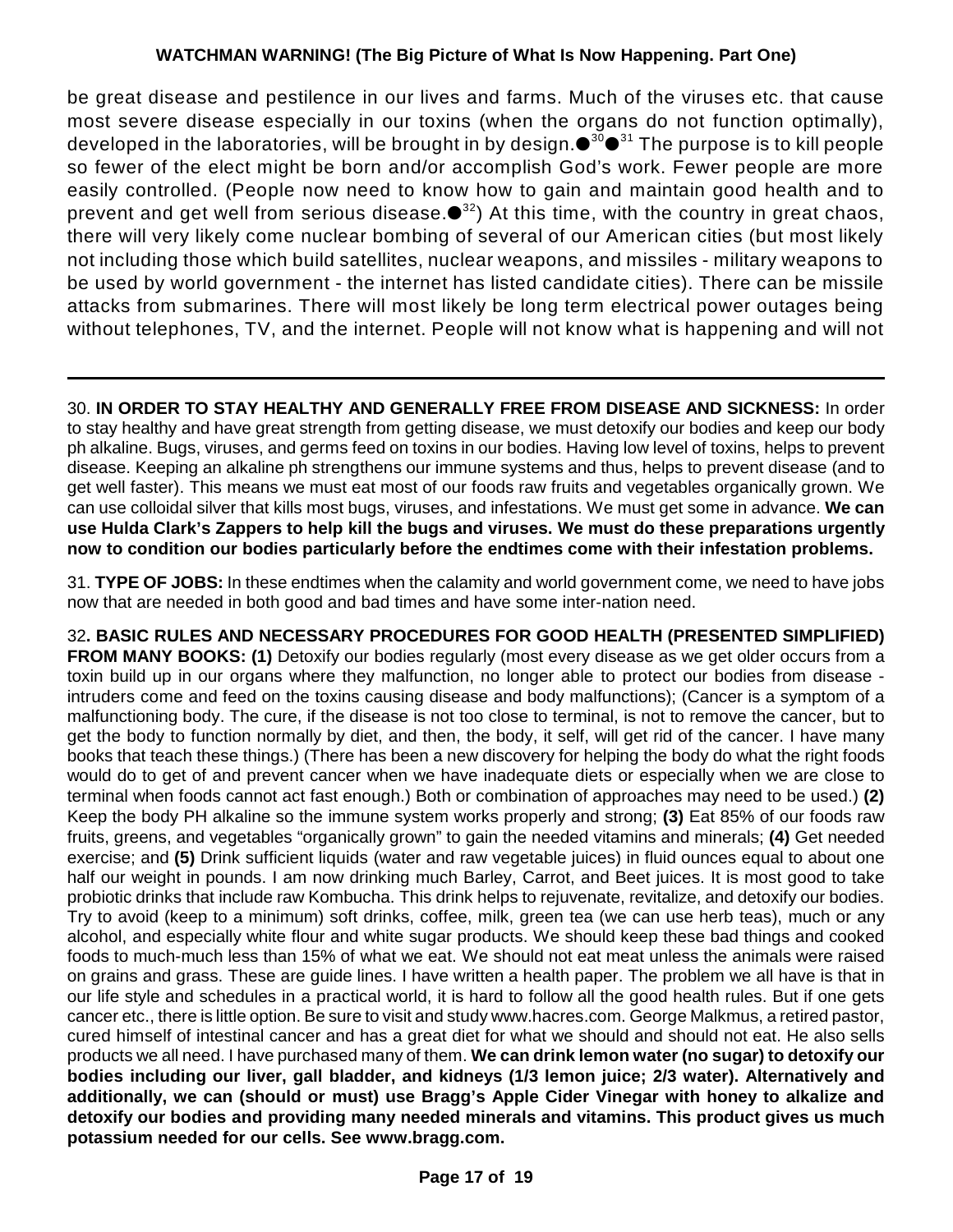be great disease and pestilence in our lives and farms. Much of the viruses etc. that cause most severe disease especially in our toxins (when the organs do not function optimally), developed in the laboratories, will be brought in by design.●[30]●[31] The purpose is to kill people so fewer of the elect might be born and/or accomplish God's work. Fewer people are more easily controlled. (People now need to know how to gain and maintain good health and to prevent and get well from serious disease.●[32]) At this time, with the country in great chaos, there will very likely come nuclear bombing of several of our American cities (but most likely not including those which build satellites, nuclear weapons, and missiles - military weapons to be used by world government - the internet has listed candidate cities). There can be missile attacks from submarines. There will most likely be long term electrical power outages being without telephones, TV, and the internet. People will not know what is happening and will not

---

30. **IN ORDER TO STAY HEALTHY AND GENERALLY FREE FROM DISEASE AND SICKNESS:** In order to stay healthy and have great strength from getting disease, we must detoxify our bodies and keep our body ph alkaline. Bugs, viruses, and germs feed on toxins in our bodies. Having low level of toxins, helps to prevent disease. Keeping an alkaline ph strengthens our immune systems and thus, helps to prevent disease (and to get well faster). This means we must eat most of our foods raw fruits and vegetables organically grown. We can use colloidal silver that kills most bugs, viruses, and infestations. We must get some in advance. **We can use Hulda Clark's Zappers to help kill the bugs and viruses. We must do these preparations urgently now to condition our bodies particularly before the endtimes come with their infestation problems.**

31. **TYPE OF JOBS:** In these endtimes when the calamity and world government come, we need to have jobs now that are needed in both good and bad times and have some inter-nation need.

32**. BASIC RULES AND NECESSARY PROCEDURES FOR GOOD HEALTH (PRESENTED SIMPLIFIED) FROM MANY BOOKS: (1)** Detoxify our bodies regularly (most every disease as we get older occurs from a toxin build up in our organs where they malfunction, no longer able to protect our bodies from disease - intruders come and feed on the toxins causing disease and body malfunctions); (Cancer is a symptom of a malfunctioning body. The cure, if the disease is not too close to terminal, is not to remove the cancer, but to get the body to function normally by diet, and then, the body, it self, will get rid of the cancer. I have many books that teach these things.) (There has been a new discovery for helping the body do what the right foods would do to get of and prevent cancer when we have inadequate diets or especially when we are close to terminal when foods cannot act fast enough.) Both or combination of approaches may need to be used.) **(2)** Keep the body PH alkaline so the immune system works properly and strong; **(3)** Eat 85% of our foods raw fruits, greens, and vegetables "organically grown" to gain the needed vitamins and minerals; **(4)** Get needed exercise; and **(5)** Drink sufficient liquids (water and raw vegetable juices) in fluid ounces equal to about one half our weight in pounds. I am now drinking much Barley, Carrot, and Beet juices. It is most good to take probiotic drinks that include raw Kombucha. This drink helps to rejuvenate, revitalize, and detoxify our bodies. Try to avoid (keep to a minimum) soft drinks, coffee, milk, green tea (we can use herb teas), much or any alcohol, and especially white flour and white sugar products. We should keep these bad things and cooked foods to much-much less than 15% of what we eat. We should not eat meat unless the animals were raised on grains and grass. These are guide lines. I have written a health paper. The problem we all have is that in our life style and schedules in a practical world, it is hard to follow all the good health rules. But if one gets cancer etc., there is little option. Be sure to visit and study www.hacres.com. George Malkmus, a retired pastor, cured himself of intestinal cancer and has a great diet for what we should and should not eat. He also sells products we all need. I have purchased many of them. **We can drink lemon water (no sugar) to detoxify our bodies including our liver, gall bladder, and kidneys (1/3 lemon juice; 2/3 water). Alternatively and additionally, we can (should or must) use Bragg's Apple Cider Vinegar with honey to alkalize and detoxify our bodies and providing many needed minerals and vitamins. This product gives us much potassium needed for our cells. See www.bragg.com.**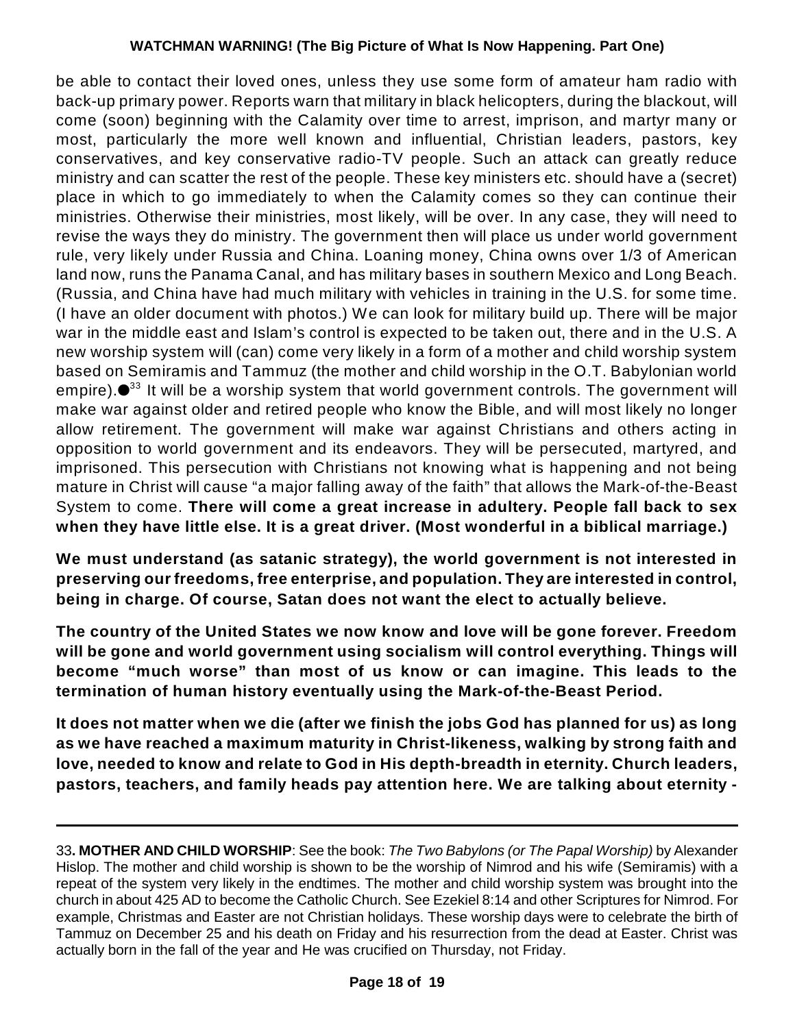be able to contact their loved ones, unless they use some form of amateur ham radio with back-up primary power. Reports warn that military in black helicopters, during the blackout, will come (soon) beginning with the Calamity over time to arrest, imprison, and martyr many or most, particularly the more well known and influential, Christian leaders, pastors, key conservatives, and key conservative radio-TV people. Such an attack can greatly reduce ministry and can scatter the rest of the people. These key ministers etc. should have a (secret) place in which to go immediately to when the Calamity comes so they can continue their ministries. Otherwise their ministries, most likely, will be over. In any case, they will need to revise the ways they do ministry. The government then will place us under world government rule, very likely under Russia and China. Loaning money, China owns over 1/3 of American land now, runs the Panama Canal, and has military bases in southern Mexico and Long Beach. (Russia, and China have had much military with vehicles in training in the U.S. for some time. (I have an older document with photos.) We can look for military build up. There will be major war in the middle east and Islam's control is expected to be taken out, there and in the U.S. A new worship system will (can) come very likely in a form of a mother and child worship system based on Semiramis and Tammuz (the mother and child worship in the O.T. Babylonian world empire).●[33] It will be a worship system that world government controls. The government will make war against older and retired people who know the Bible, and will most likely no longer allow retirement. The government will make war against Christians and others acting in opposition to world government and its endeavors. They will be persecuted, martyred, and imprisoned. This persecution with Christians not knowing what is happening and not being mature in Christ will cause "a major falling away of the faith" that allows the Mark-of-the-Beast System to come. **There will come a great increase in adultery. People fall back to sex when they have little else. It is a great driver. (Most wonderful in a biblical marriage.)**

**We must understand (as satanic strategy), the world government is not interested in preserving our freedoms, free enterprise, and population. They are interested in control, being in charge. Of course, Satan does not want the elect to actually believe.**

**The country of the United States we now know and love will be gone forever. Freedom will be gone and world government using socialism will control everything. Things will become "much worse" than most of us know or can imagine. This leads to the termination of human history eventually using the Mark-of-the-Beast Period.**

**It does not matter when we die (after we finish the jobs God has planned for us) as long as we have reached a maximum maturity in Christ-likeness, walking by strong faith and love, needed to know and relate to God in His depth-breadth in eternity. Church leaders, pastors, teachers, and family heads pay attention here. We are talking about eternity -**

---

33**. MOTHER AND CHILD WORSHIP**: See the book: *The Two Babylons (or The Papal Worship)* by Alexander Hislop. The mother and child worship is shown to be the worship of Nimrod and his wife (Semiramis) with a repeat of the system very likely in the endtimes. The mother and child worship system was brought into the church in about 425 AD to become the Catholic Church. See Ezekiel 8:14 and other Scriptures for Nimrod. For example, Christmas and Easter are not Christian holidays. These worship days were to celebrate the birth of Tammuz on December 25 and his death on Friday and his resurrection from the dead at Easter. Christ was actually born in the fall of the year and He was crucified on Thursday, not Friday.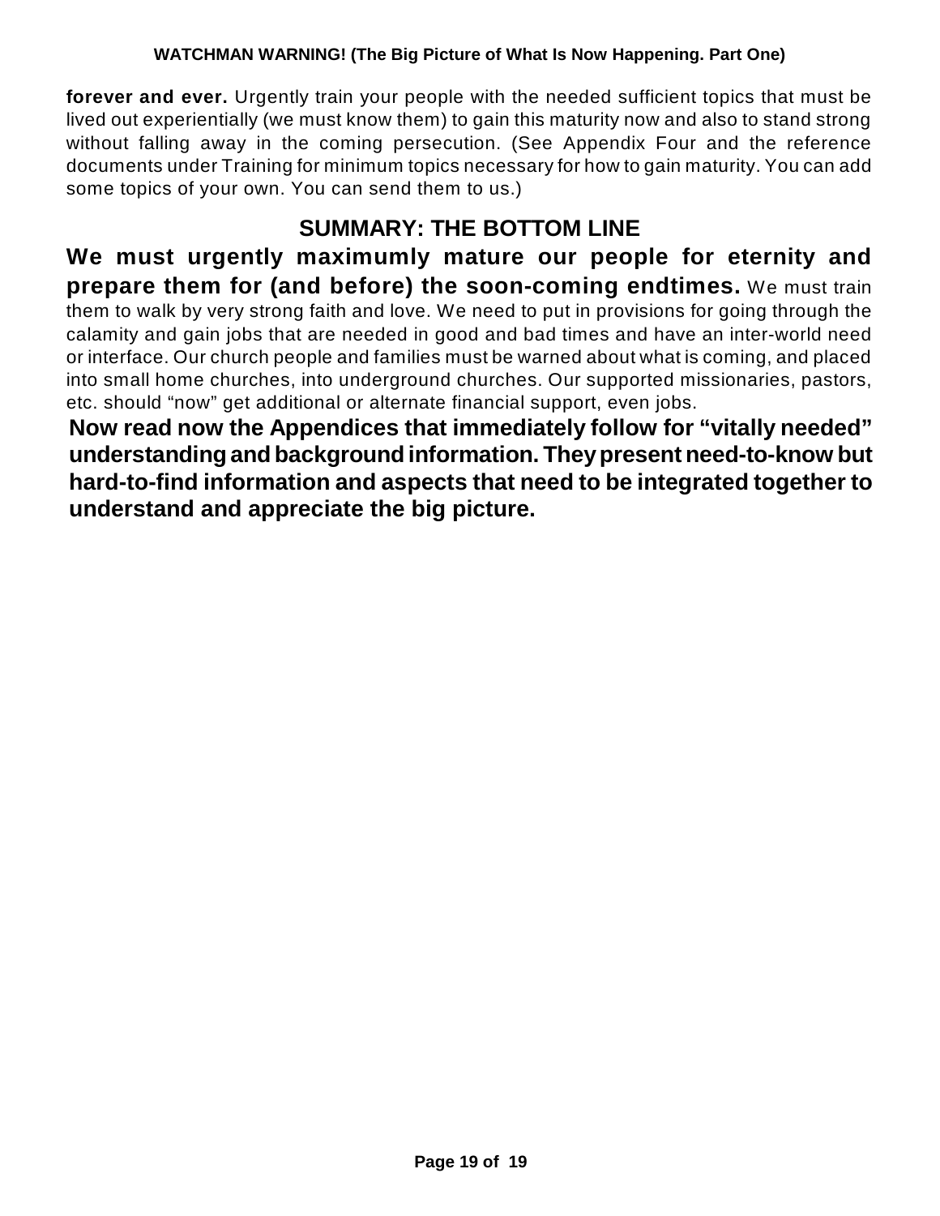**forever and ever.** Urgently train your people with the needed sufficient topics that must be lived out experientially (we must know them) to gain this maturity now and also to stand strong without falling away in the coming persecution. (See Appendix Four and the reference documents under Training for minimum topics necessary for how to gain maturity. You can add some topics of your own. You can send them to us.)

## SUMMARY: THE BOTTOM LINE

**We must urgently maximumly mature our people for eternity and prepare them for (and before) the soon-coming endtimes.** We must train them to walk by very strong faith and love. We need to put in provisions for going through the calamity and gain jobs that are needed in good and bad times and have an inter-world need or interface. Our church people and families must be warned about what is coming, and placed into small home churches, into underground churches. Our supported missionaries, pastors, etc. should "now" get additional or alternate financial support, even jobs.

**Now read now the Appendices that immediately follow for "vitally needed" understanding and background information. They present need-to-know but hard-to-find information and aspects that need to be integrated together to understand and appreciate the big picture.**